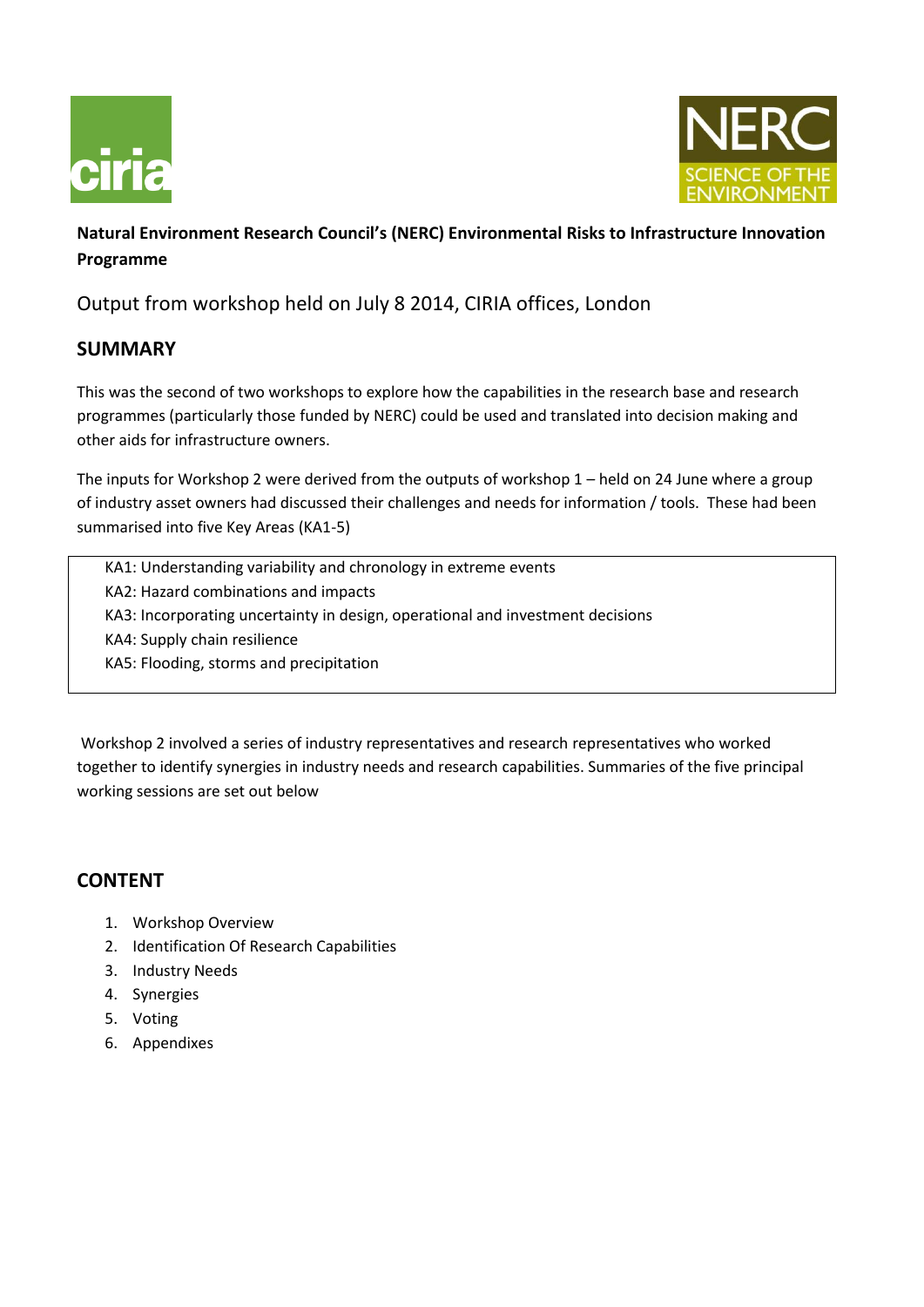**Natural Environment Research Council's (NERC) Environmental Risks to Infrastructure Innovation Programme**

Output from workshop held on July 8 2014, CIRIA offices, London

## SUMMARY

This was the second of two workshops to explore how the capabilities in the research base and research programmes (particularly those funded by NERC) could be used and translated into decision making and other aids for infrastructure owners.

The inputs for Workshop 2 were derived from the outputs of workshop 1 – held on 24 June where a group of industry asset owners had discussed their challenges and needs for information / tools. These had been summarised into five Key Areas (KA1-5)

- KA1: Understanding variability and chronology in extreme events
- KA2: Hazard combinations and impacts
- KA3: Incorporating uncertainty in design, operational and investment decisions
- KA4: Supply chain resilience
- KA5: Flooding, storms and precipitation

Workshop 2 involved a series of industry representatives and research representatives who worked together to identify synergies in industry needs and research capabilities. Summaries of the five principal working sessions are set out below

## CONTENT

1. Workshop Overview
2. Identification Of Research Capabilities
3. Industry Needs
4. Synergies
5. Voting
6. Appendixes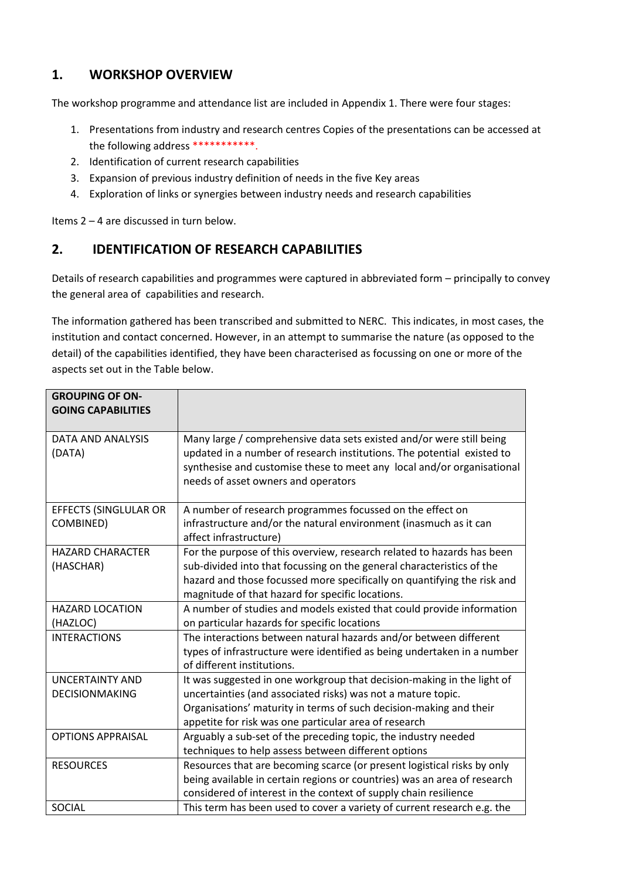## 1. WORKSHOP OVERVIEW

The workshop programme and attendance list are included in Appendix 1. There were four stages:

1. Presentations from industry and research centres Copies of the presentations can be accessed at the following address ***********.
2. Identification of current research capabilities
3. Expansion of previous industry definition of needs in the five Key areas
4. Exploration of links or synergies between industry needs and research capabilities

Items 2 – 4 are discussed in turn below.

## 2. IDENTIFICATION OF RESEARCH CAPABILITIES

Details of research capabilities and programmes were captured in abbreviated form – principally to convey the general area of capabilities and research.

The information gathered has been transcribed and submitted to NERC. This indicates, in most cases, the institution and contact concerned. However, in an attempt to summarise the nature (as opposed to the detail) of the capabilities identified, they have been characterised as focussing on one or more of the aspects set out in the Table below.

| GROUPING OF ON-GOING CAPABILITIES | |
|---|---|
| DATA AND ANALYSIS (DATA) | Many large / comprehensive data sets existed and/or were still being updated in a number of research institutions. The potential existed to synthesise and customise these to meet any local and/or organisational needs of asset owners and operators |
| EFFECTS (SINGLULAR OR COMBINED) | A number of research programmes focussed on the effect on infrastructure and/or the natural environment (inasmuch as it can affect infrastructure) |
| HAZARD CHARACTER (HASCHAR) | For the purpose of this overview, research related to hazards has been sub-divided into that focussing on the general characteristics of the hazard and those focussed more specifically on quantifying the risk and magnitude of that hazard for specific locations. |
| HAZARD LOCATION (HAZLOC) | A number of studies and models existed that could provide information on particular hazards for specific locations |
| INTERACTIONS | The interactions between natural hazards and/or between different types of infrastructure were identified as being undertaken in a number of different institutions. |
| UNCERTAINTY AND DECISIONMAKING | It was suggested in one workgroup that decision-making in the light of uncertainties (and associated risks) was not a mature topic. Organisations' maturity in terms of such decision-making and their appetite for risk was one particular area of research |
| OPTIONS APPRAISAL | Arguably a sub-set of the preceding topic, the industry needed techniques to help assess between different options |
| RESOURCES | Resources that are becoming scarce (or present logistical risks by only being available in certain regions or countries) was an area of research considered of interest in the context of supply chain resilience |
| SOCIAL | This term has been used to cover a variety of current research e.g. the |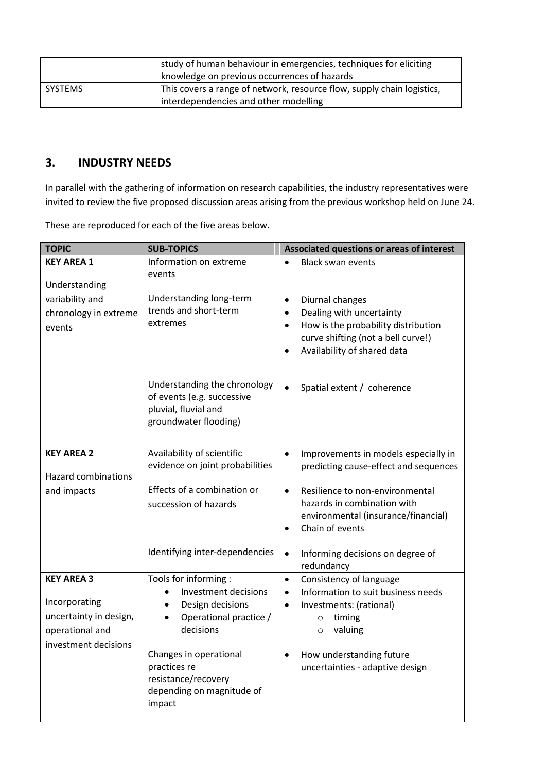| | |
|---|---|
| | study of human behaviour in emergencies, techniques for eliciting knowledge on previous occurrences of hazards |
| SYSTEMS | This covers a range of network, resource flow, supply chain logistics, interdependencies and other modelling |

## 3. INDUSTRY NEEDS

In parallel with the gathering of information on research capabilities, the industry representatives were invited to review the five proposed discussion areas arising from the previous workshop held on June 24.

These are reproduced for each of the five areas below.

| TOPIC | SUB-TOPICS | Associated questions or areas of interest |
|---|---|---|
| **KEY AREA 1**<br><br>Understanding variability and chronology in extreme events | Information on extreme events | • Black swan events |
| | Understanding long-term trends and short-term extremes | • Diurnal changes<br>• Dealing with uncertainty<br>• How is the probability distribution curve shifting (not a bell curve!)<br>• Availability of shared data |
| | Understanding the chronology of events (e.g. successive pluvial, fluvial and groundwater flooding) | • Spatial extent / coherence |
| **KEY AREA 2**<br><br>Hazard combinations and impacts | Availability of scientific evidence on joint probabilities | • Improvements in models especially in predicting cause-effect and sequences |
| | Effects of a combination or succession of hazards | • Resilience to non-environmental hazards in combination with environmental (insurance/financial)<br>• Chain of events |
| | Identifying inter-dependencies | • Informing decisions on degree of redundancy |
| **KEY AREA 3**<br><br>Incorporating uncertainty in design, operational and investment decisions | Tools for informing :<br>• Investment decisions<br>• Design decisions<br>• Operational practice / decisions | • Consistency of language<br>• Information to suit business needs<br>• Investments: (rational)<br>  ○ timing<br>  ○ valuing |
| | Changes in operational practices re resistance/recovery depending on magnitude of impact | • How understanding future uncertainties - adaptive design |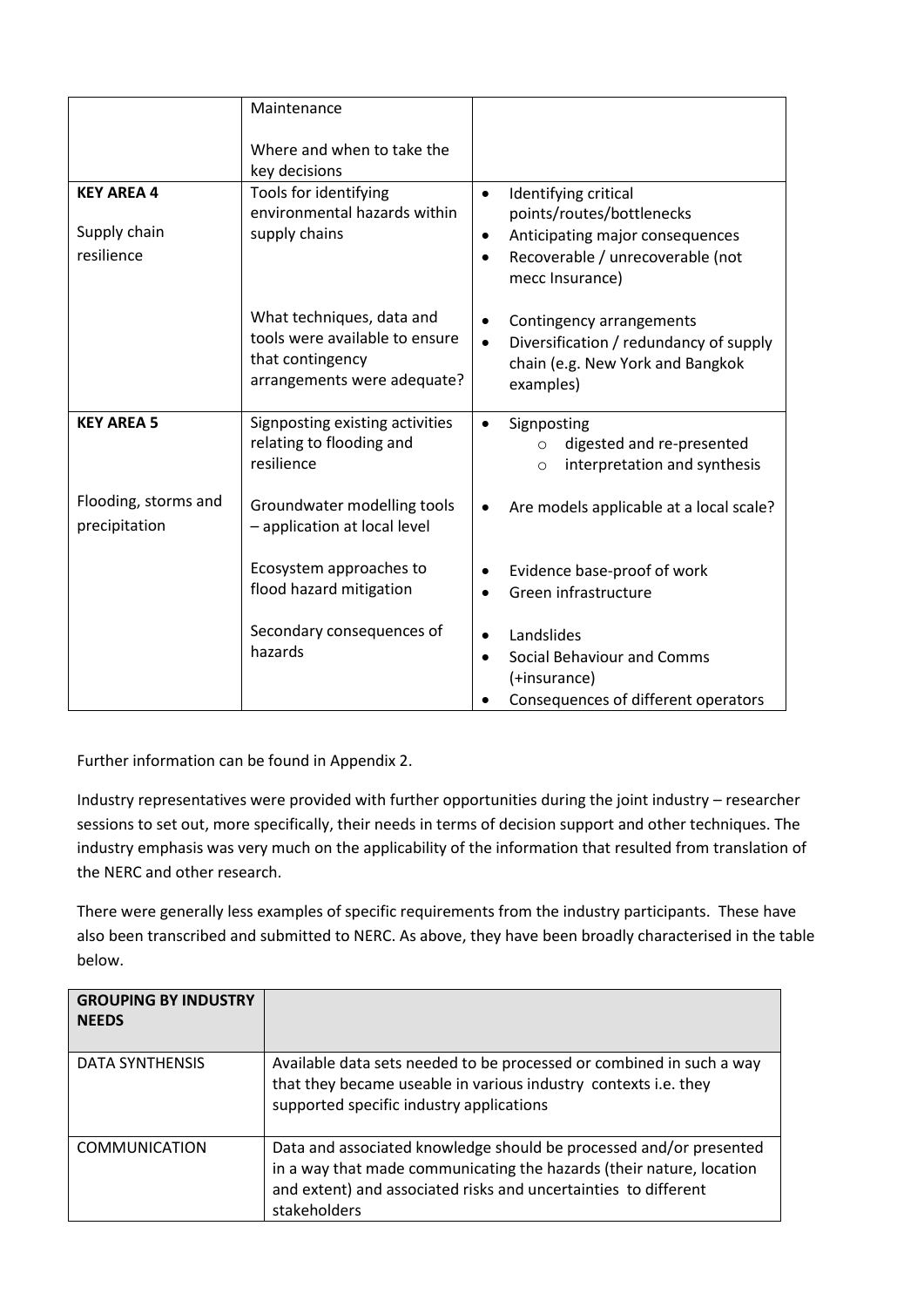| | | |
|---|---|---|
| | Maintenance<br><br>Where and when to take the key decisions | |
| **KEY AREA 4**<br><br>Supply chain resilience | Tools for identifying environmental hazards within supply chains | • Identifying critical points/routes/bottlenecks<br>• Anticipating major consequences<br>• Recoverable / unrecoverable (not mecc Insurance) |
| | What techniques, data and tools were available to ensure that contingency arrangements were adequate? | • Contingency arrangements<br>• Diversification / redundancy of supply chain (e.g. New York and Bangkok examples) |
| **KEY AREA 5**<br><br>Flooding, storms and precipitation | Signposting existing activities relating to flooding and resilience | • Signposting<br>  ○ digested and re-presented<br>  ○ interpretation and synthesis |
| | Groundwater modelling tools – application at local level | • Are models applicable at a local scale? |
| | Ecosystem approaches to flood hazard mitigation | • Evidence base-proof of work<br>• Green infrastructure |
| | Secondary consequences of hazards | • Landslides<br>• Social Behaviour and Comms (+insurance)<br>• Consequences of different operators |

Further information can be found in Appendix 2.

Industry representatives were provided with further opportunities during the joint industry – researcher sessions to set out, more specifically, their needs in terms of decision support and other techniques. The industry emphasis was very much on the applicability of the information that resulted from translation of the NERC and other research.

There were generally less examples of specific requirements from the industry participants. These have also been transcribed and submitted to NERC. As above, they have been broadly characterised in the table below.

| **GROUPING BY INDUSTRY NEEDS** | |
|---|---|
| DATA SYNTHENSIS | Available data sets needed to be processed or combined in such a way that they became useable in various industry contexts i.e. they supported specific industry applications |
| COMMUNICATION | Data and associated knowledge should be processed and/or presented in a way that made communicating the hazards (their nature, location and extent) and associated risks and uncertainties to different stakeholders |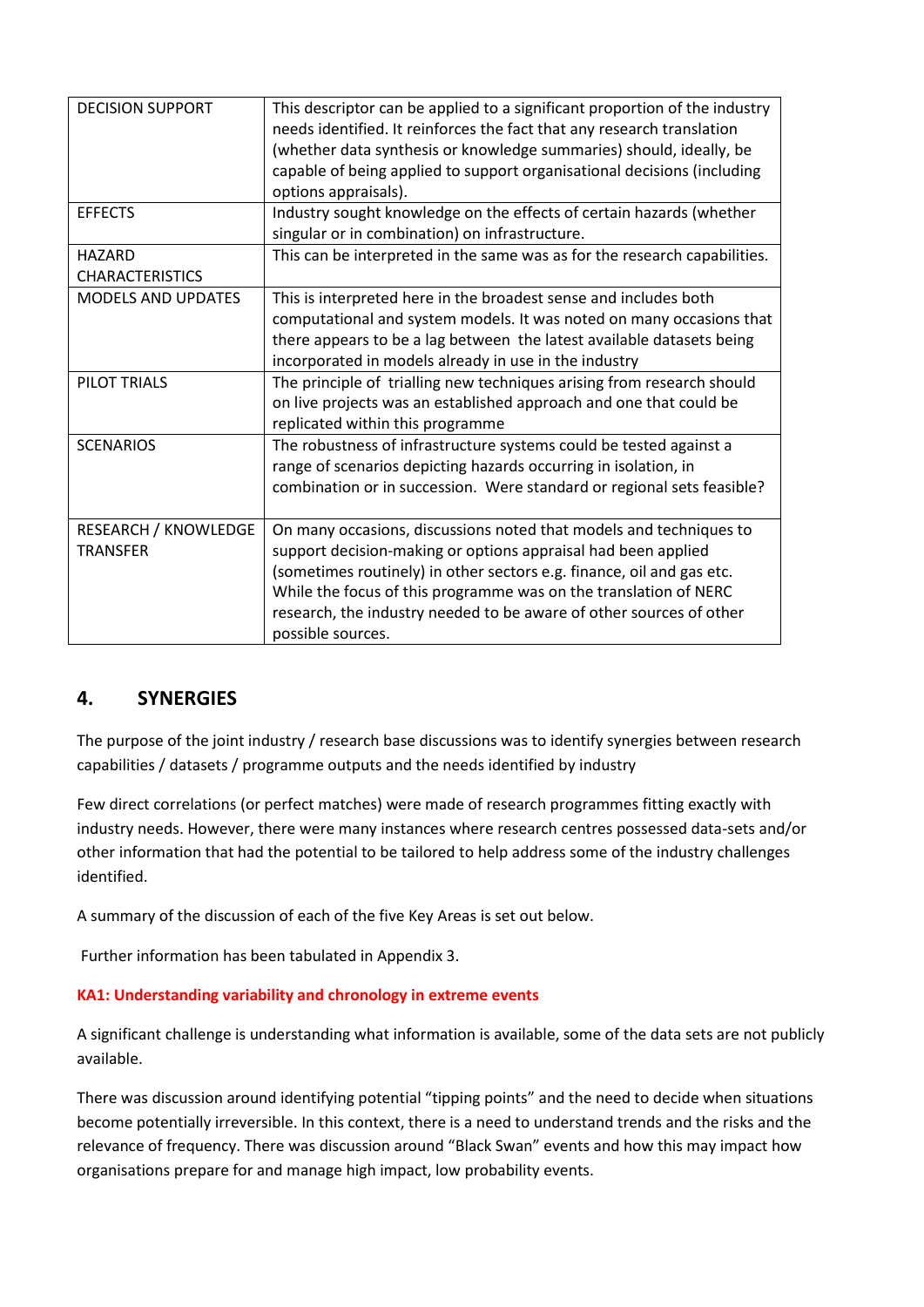| | |
|---|---|
| DECISION SUPPORT | This descriptor can be applied to a significant proportion of the industry needs identified. It reinforces the fact that any research translation (whether data synthesis or knowledge summaries) should, ideally, be capable of being applied to support organisational decisions (including options appraisals). |
| EFFECTS | Industry sought knowledge on the effects of certain hazards (whether singular or in combination) on infrastructure. |
| HAZARD CHARACTERISTICS | This can be interpreted in the same was as for the research capabilities. |
| MODELS AND UPDATES | This is interpreted here in the broadest sense and includes both computational and system models. It was noted on many occasions that there appears to be a lag between the latest available datasets being incorporated in models already in use in the industry |
| PILOT TRIALS | The principle of trialling new techniques arising from research should on live projects was an established approach and one that could be replicated within this programme |
| SCENARIOS | The robustness of infrastructure systems could be tested against a range of scenarios depicting hazards occurring in isolation, in combination or in succession. Were standard or regional sets feasible? |
| RESEARCH / KNOWLEDGE TRANSFER | On many occasions, discussions noted that models and techniques to support decision-making or options appraisal had been applied (sometimes routinely) in other sectors e.g. finance, oil and gas etc. While the focus of this programme was on the translation of NERC research, the industry needed to be aware of other sources of other possible sources. |

## 4. SYNERGIES

The purpose of the joint industry / research base discussions was to identify synergies between research capabilities / datasets / programme outputs and the needs identified by industry

Few direct correlations (or perfect matches) were made of research programmes fitting exactly with industry needs. However, there were many instances where research centres possessed data-sets and/or other information that had the potential to be tailored to help address some of the industry challenges identified.

A summary of the discussion of each of the five Key Areas is set out below.

Further information has been tabulated in Appendix 3.

**KA1: Understanding variability and chronology in extreme events**

A significant challenge is understanding what information is available, some of the data sets are not publicly available.

There was discussion around identifying potential "tipping points" and the need to decide when situations become potentially irreversible. In this context, there is a need to understand trends and the risks and the relevance of frequency. There was discussion around "Black Swan" events and how this may impact how organisations prepare for and manage high impact, low probability events.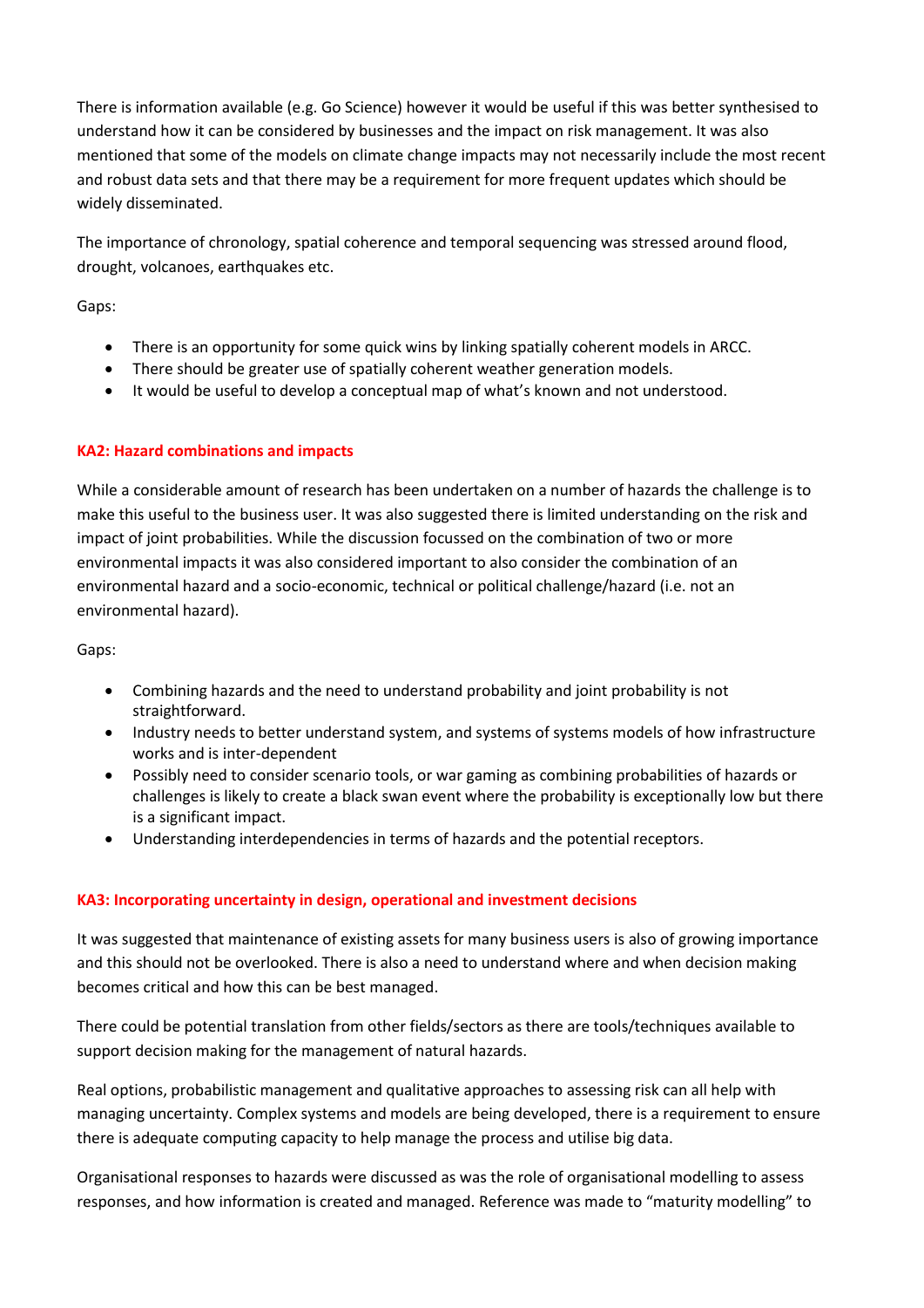There is information available (e.g. Go Science) however it would be useful if this was better synthesised to understand how it can be considered by businesses and the impact on risk management. It was also mentioned that some of the models on climate change impacts may not necessarily include the most recent and robust data sets and that there may be a requirement for more frequent updates which should be widely disseminated.

The importance of chronology, spatial coherence and temporal sequencing was stressed around flood, drought, volcanoes, earthquakes etc.

Gaps:

- There is an opportunity for some quick wins by linking spatially coherent models in ARCC.
- There should be greater use of spatially coherent weather generation models.
- It would be useful to develop a conceptual map of what's known and not understood.

#### KA2: Hazard combinations and impacts

While a considerable amount of research has been undertaken on a number of hazards the challenge is to make this useful to the business user. It was also suggested there is limited understanding on the risk and impact of joint probabilities. While the discussion focussed on the combination of two or more environmental impacts it was also considered important to also consider the combination of an environmental hazard and a socio-economic, technical or political challenge/hazard (i.e. not an environmental hazard).

Gaps:

- Combining hazards and the need to understand probability and joint probability is not straightforward.
- Industry needs to better understand system, and systems of systems models of how infrastructure works and is inter-dependent
- Possibly need to consider scenario tools, or war gaming as combining probabilities of hazards or challenges is likely to create a black swan event where the probability is exceptionally low but there is a significant impact.
- Understanding interdependencies in terms of hazards and the potential receptors.

#### KA3: Incorporating uncertainty in design, operational and investment decisions

It was suggested that maintenance of existing assets for many business users is also of growing importance and this should not be overlooked. There is also a need to understand where and when decision making becomes critical and how this can be best managed.

There could be potential translation from other fields/sectors as there are tools/techniques available to support decision making for the management of natural hazards.

Real options, probabilistic management and qualitative approaches to assessing risk can all help with managing uncertainty. Complex systems and models are being developed, there is a requirement to ensure there is adequate computing capacity to help manage the process and utilise big data.

Organisational responses to hazards were discussed as was the role of organisational modelling to assess responses, and how information is created and managed. Reference was made to "maturity modelling" to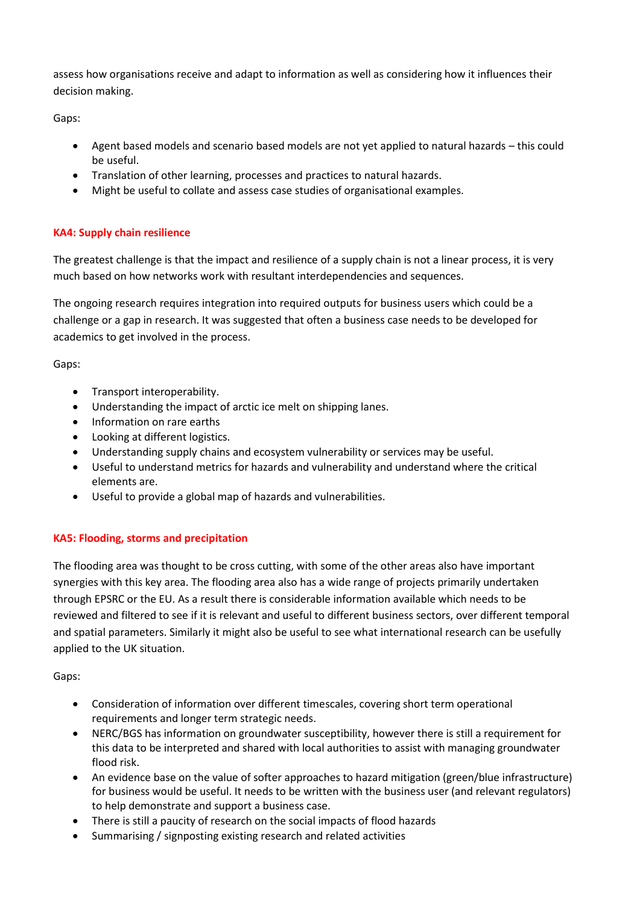assess how organisations receive and adapt to information as well as considering how it influences their decision making.

Gaps:

- Agent based models and scenario based models are not yet applied to natural hazards – this could be useful.
- Translation of other learning, processes and practices to natural hazards.
- Might be useful to collate and assess case studies of organisational examples.

## KA4: Supply chain resilience

The greatest challenge is that the impact and resilience of a supply chain is not a linear process, it is very much based on how networks work with resultant interdependencies and sequences.

The ongoing research requires integration into required outputs for business users which could be a challenge or a gap in research. It was suggested that often a business case needs to be developed for academics to get involved in the process.

Gaps:

- Transport interoperability.
- Understanding the impact of arctic ice melt on shipping lanes.
- Information on rare earths
- Looking at different logistics.
- Understanding supply chains and ecosystem vulnerability or services may be useful.
- Useful to understand metrics for hazards and vulnerability and understand where the critical elements are.
- Useful to provide a global map of hazards and vulnerabilities.

## KA5: Flooding, storms and precipitation

The flooding area was thought to be cross cutting, with some of the other areas also have important synergies with this key area. The flooding area also has a wide range of projects primarily undertaken through EPSRC or the EU. As a result there is considerable information available which needs to be reviewed and filtered to see if it is relevant and useful to different business sectors, over different temporal and spatial parameters. Similarly it might also be useful to see what international research can be usefully applied to the UK situation.

Gaps:

- Consideration of information over different timescales, covering short term operational requirements and longer term strategic needs.
- NERC/BGS has information on groundwater susceptibility, however there is still a requirement for this data to be interpreted and shared with local authorities to assist with managing groundwater flood risk.
- An evidence base on the value of softer approaches to hazard mitigation (green/blue infrastructure) for business would be useful. It needs to be written with the business user (and relevant regulators) to help demonstrate and support a business case.
- There is still a paucity of research on the social impacts of flood hazards
- Summarising / signposting existing research and related activities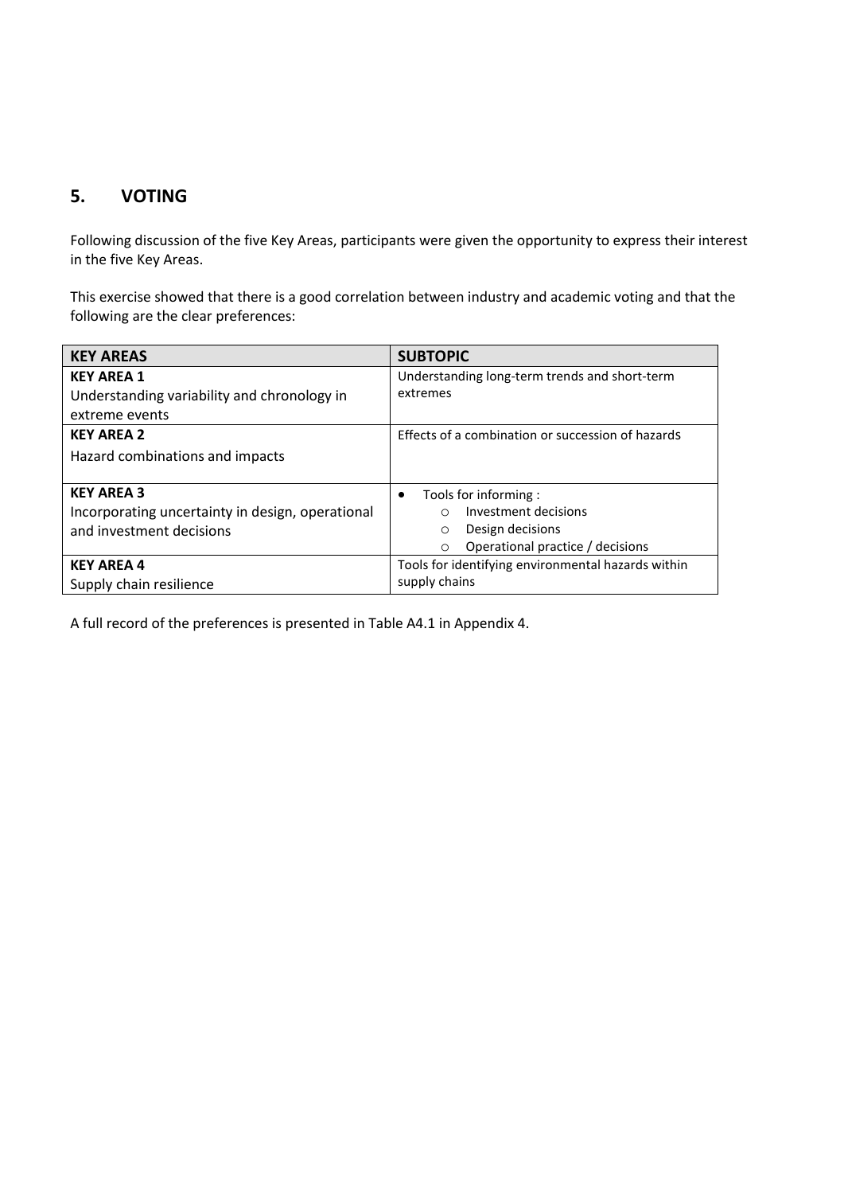## 5. VOTING

Following discussion of the five Key Areas, participants were given the opportunity to express their interest in the five Key Areas.

This exercise showed that there is a good correlation between industry and academic voting and that the following are the clear preferences:

| KEY AREAS | SUBTOPIC |
|---|---|
| **KEY AREA 1**<br>Understanding variability and chronology in extreme events | Understanding long-term trends and short-term extremes |
| **KEY AREA 2**<br>Hazard combinations and impacts | Effects of a combination or succession of hazards |
| **KEY AREA 3**<br>Incorporating uncertainty in design, operational and investment decisions | • Tools for informing :<br>○ Investment decisions<br>○ Design decisions<br>○ Operational practice / decisions |
| **KEY AREA 4**<br>Supply chain resilience | Tools for identifying environmental hazards within supply chains |

A full record of the preferences is presented in Table A4.1 in Appendix 4.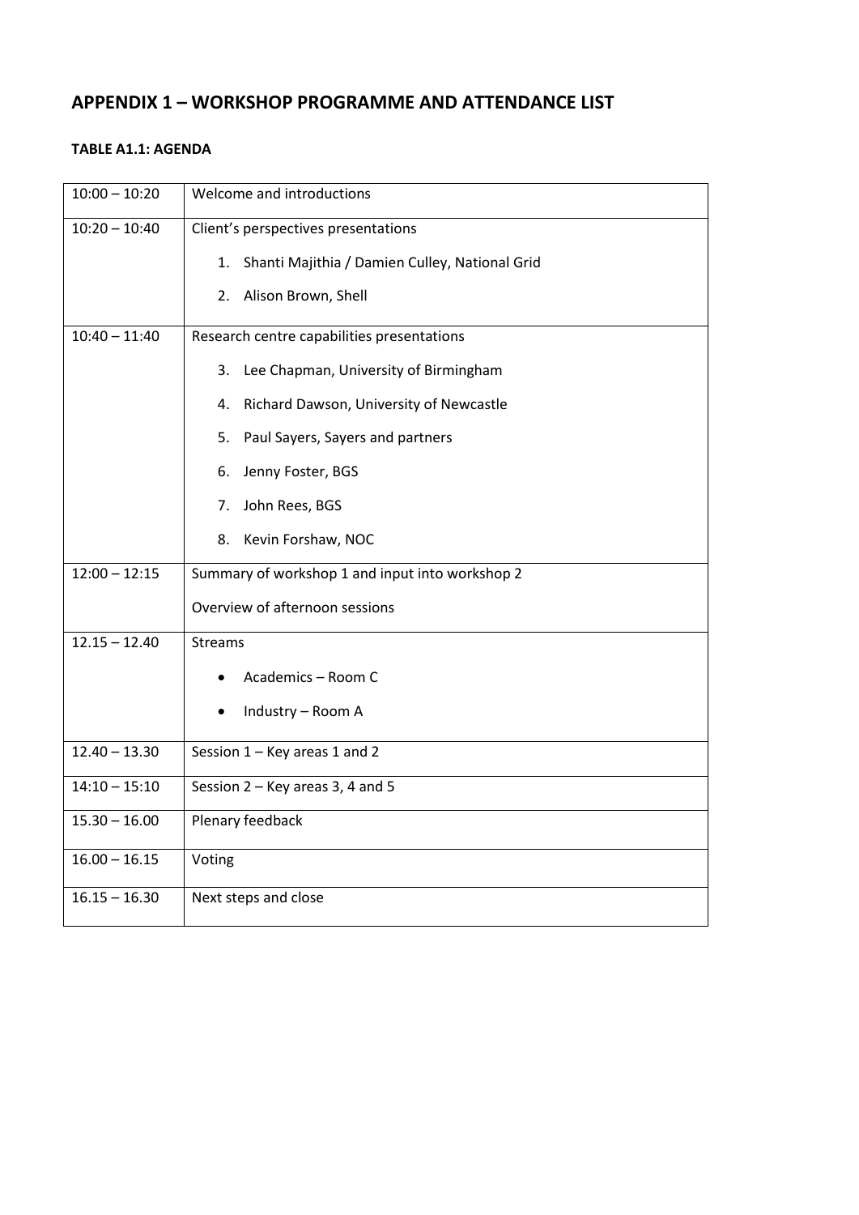## APPENDIX 1 – WORKSHOP PROGRAMME AND ATTENDANCE LIST

### TABLE A1.1: AGENDA

| | |
|---|---|
| 10:00 – 10:20 | Welcome and introductions |
| 10:20 – 10:40 | Client's perspectives presentations<br>1. Shanti Majithia / Damien Culley, National Grid<br>2. Alison Brown, Shell |
| 10:40 – 11:40 | Research centre capabilities presentations<br>3. Lee Chapman, University of Birmingham<br>4. Richard Dawson, University of Newcastle<br>5. Paul Sayers, Sayers and partners<br>6. Jenny Foster, BGS<br>7. John Rees, BGS<br>8. Kevin Forshaw, NOC |
| 12:00 – 12:15 | Summary of workshop 1 and input into workshop 2<br>Overview of afternoon sessions |
| 12.15 – 12.40 | Streams<br>• Academics – Room C<br>• Industry – Room A |
| 12.40 – 13.30 | Session 1 – Key areas 1 and 2 |
| 14:10 – 15:10 | Session 2 – Key areas 3, 4 and 5 |
| 15.30 – 16.00 | Plenary feedback |
| 16.00 – 16.15 | Voting |
| 16.15 – 16.30 | Next steps and close |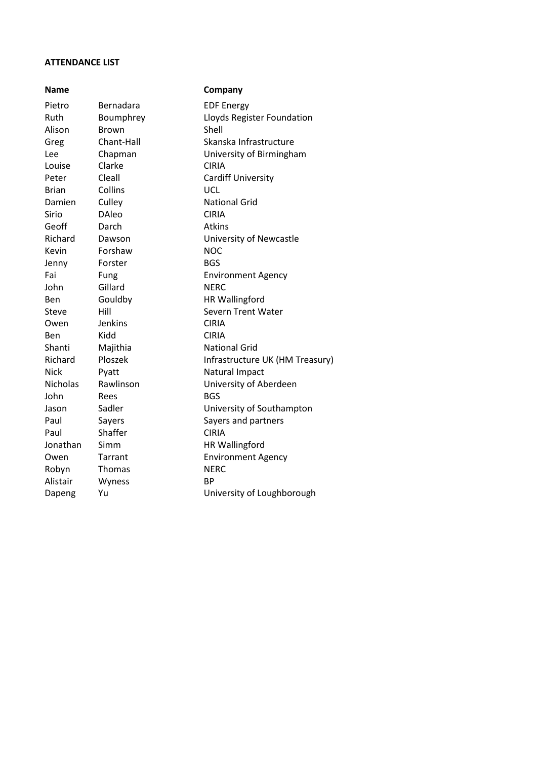**ATTENDANCE LIST**

| Name | | Company |
|---|---|---|
| Pietro | Bernadara | EDF Energy |
| Ruth | Boumphrey | Lloyds Register Foundation |
| Alison | Brown | Shell |
| Greg | Chant-Hall | Skanska Infrastructure |
| Lee | Chapman | University of Birmingham |
| Louise | Clarke | CIRIA |
| Peter | Cleall | Cardiff University |
| Brian | Collins | UCL |
| Damien | Culley | National Grid |
| Sirio | DAleo | CIRIA |
| Geoff | Darch | Atkins |
| Richard | Dawson | University of Newcastle |
| Kevin | Forshaw | NOC |
| Jenny | Forster | BGS |
| Fai | Fung | Environment Agency |
| John | Gillard | NERC |
| Ben | Gouldby | HR Wallingford |
| Steve | Hill | Severn Trent Water |
| Owen | Jenkins | CIRIA |
| Ben | Kidd | CIRIA |
| Shanti | Majithia | National Grid |
| Richard | Ploszek | Infrastructure UK (HM Treasury) |
| Nick | Pyatt | Natural Impact |
| Nicholas | Rawlinson | University of Aberdeen |
| John | Rees | BGS |
| Jason | Sadler | University of Southampton |
| Paul | Sayers | Sayers and partners |
| Paul | Shaffer | CIRIA |
| Jonathan | Simm | HR Wallingford |
| Owen | Tarrant | Environment Agency |
| Robyn | Thomas | NERC |
| Alistair | Wyness | BP |
| Dapeng | Yu | University of Loughborough |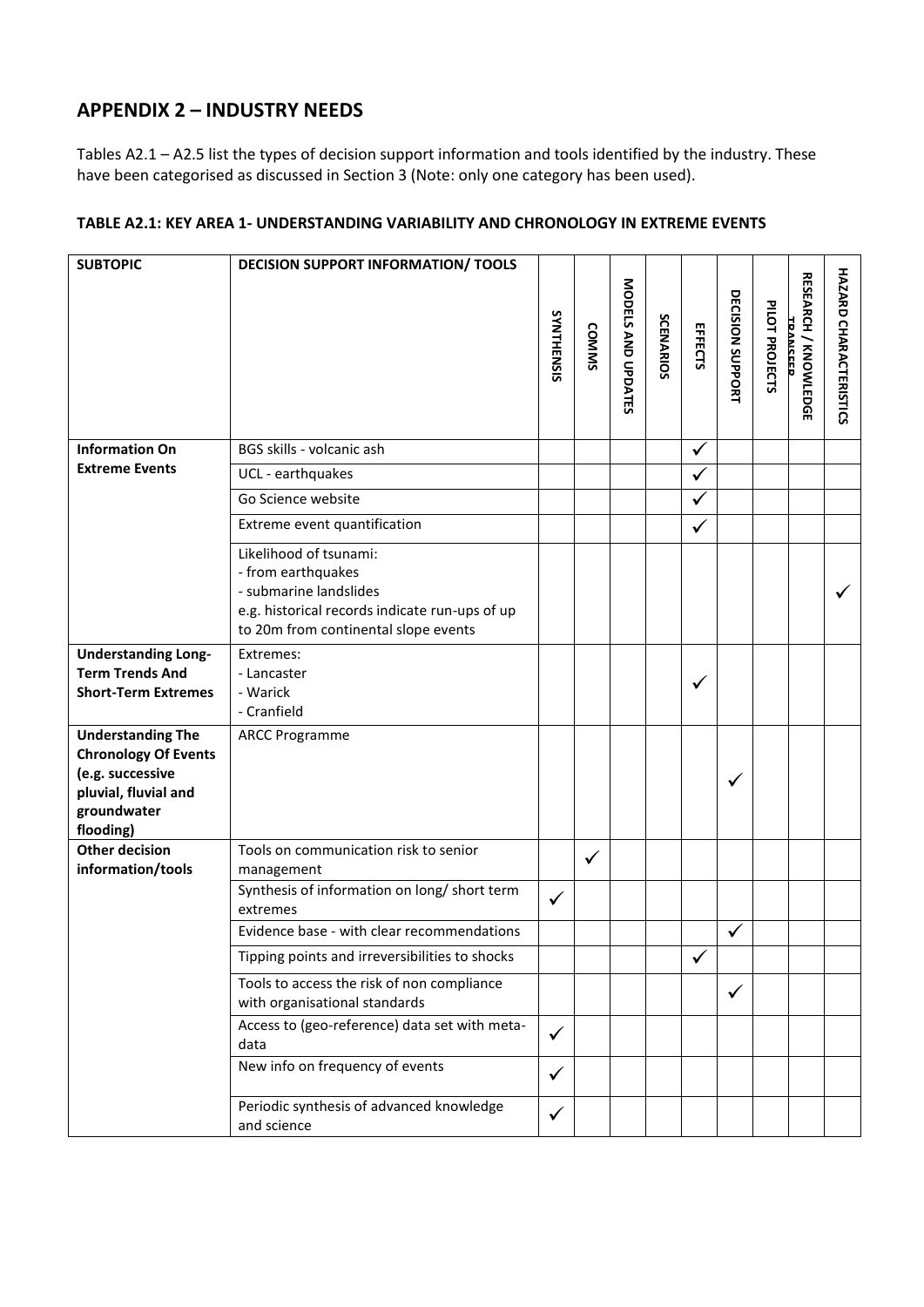## APPENDIX 2 – INDUSTRY NEEDS

Tables A2.1 – A2.5 list the types of decision support information and tools identified by the industry. These have been categorised as discussed in Section 3 (Note: only one category has been used).

**TABLE A2.1: KEY AREA 1- UNDERSTANDING VARIABILITY AND CHRONOLOGY IN EXTREME EVENTS**

| SUBTOPIC | DECISION SUPPORT INFORMATION/ TOOLS | SYNTHENSIS | COMMS | MODELS AND UPDATES | SCENARIOS | EFFECTS | DECISION SUPPORT | PILOT PROJECTS | RESEARCH / KNOWLEDGE TRANSFER | HAZARD CHARACTERISTICS |
|---|---|---|---|---|---|---|---|---|---|---|
| **Information On Extreme Events** | BGS skills - volcanic ash | | | | | ✓ | | | | |
| | UCL - earthquakes | | | | | ✓ | | | | |
| | Go Science website | | | | | ✓ | | | | |
| | Extreme event quantification | | | | | ✓ | | | | |
| | Likelihood of tsunami:<br>- from earthquakes<br>- submarine landslides<br>e.g. historical records indicate run-ups of up to 20m from continental slope events | | | | | | | | | ✓ |
| **Understanding Long-Term Trends And Short-Term Extremes** | Extremes:<br>- Lancaster<br>- Warick<br>- Cranfield | | | | | ✓ | | | | |
| **Understanding The Chronology Of Events (e.g. successive pluvial, fluvial and groundwater flooding)** | ARCC Programme | | | | | | ✓ | | | |
| **Other decision information/tools** | Tools on communication risk to senior management | | ✓ | | | | | | | |
| | Synthesis of information on long/ short term extremes | ✓ | | | | | | | | |
| | Evidence base - with clear recommendations | | | | | | ✓ | | | |
| | Tipping points and irreversibilities to shocks | | | | | ✓ | | | | |
| | Tools to access the risk of non compliance with organisational standards | | | | | | ✓ | | | |
| | Access to (geo-reference) data set with meta-data | ✓ | | | | | | | | |
| | New info on frequency of events | ✓ | | | | | | | | |
| | Periodic synthesis of advanced knowledge and science | ✓ | | | | | | | | |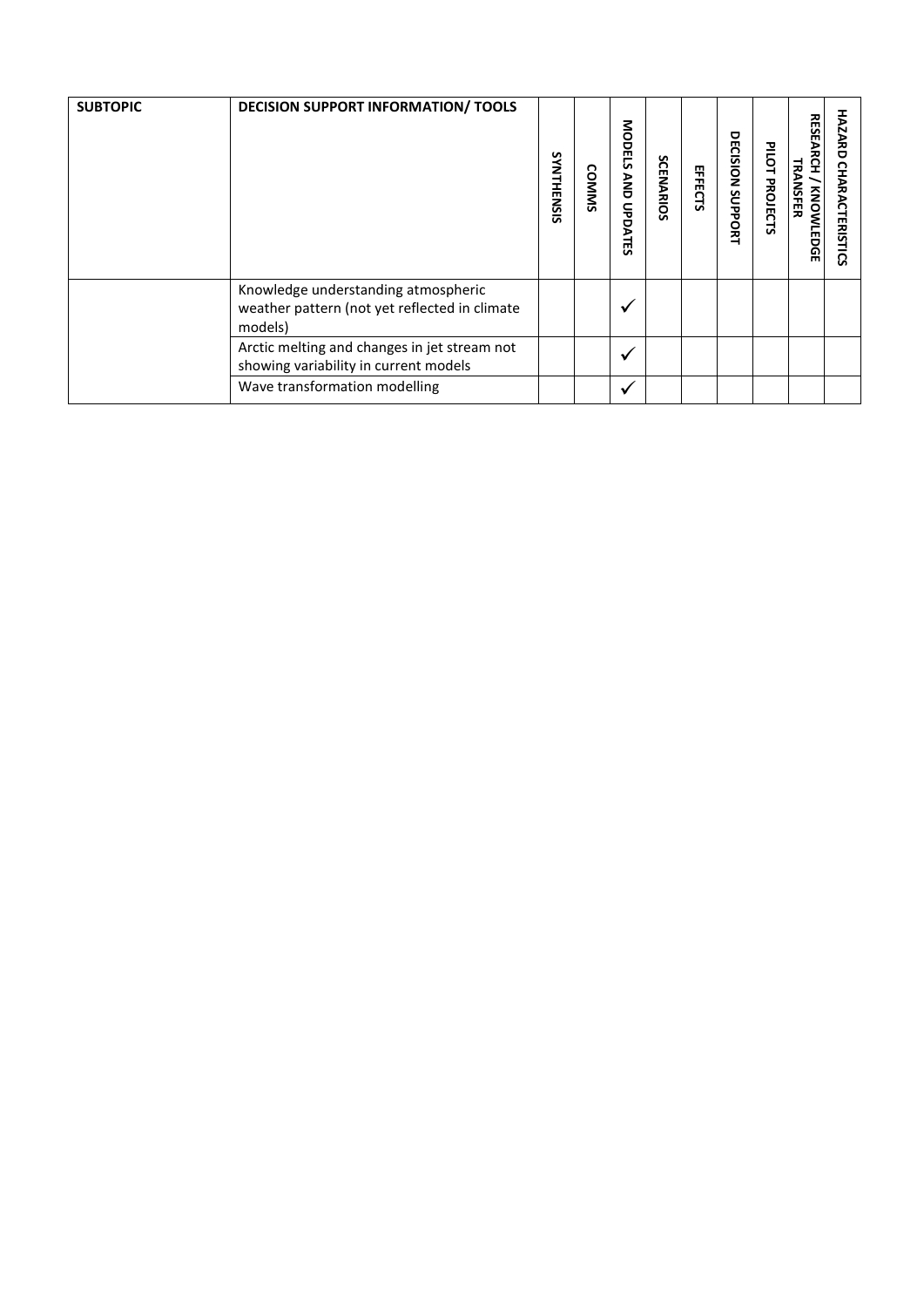| SUBTOPIC | DECISION SUPPORT INFORMATION/ TOOLS | SYNTHENSIS | COMMS | MODELS AND UPDATES | SCENARIOS | EFFECTS | DECISION SUPPORT | PILOT PROJECTS | RESEARCH / KNOWLEDGE TRANSFER | HAZARD CHARACTERISTICS |
|---|---|---|---|---|---|---|---|---|---|---|
| | Knowledge understanding atmospheric weather pattern (not yet reflected in climate models) | | | ✓ | | | | | | |
| | Arctic melting and changes in jet stream not showing variability in current models | | | ✓ | | | | | | |
| | Wave transformation modelling | | | ✓ | | | | | | |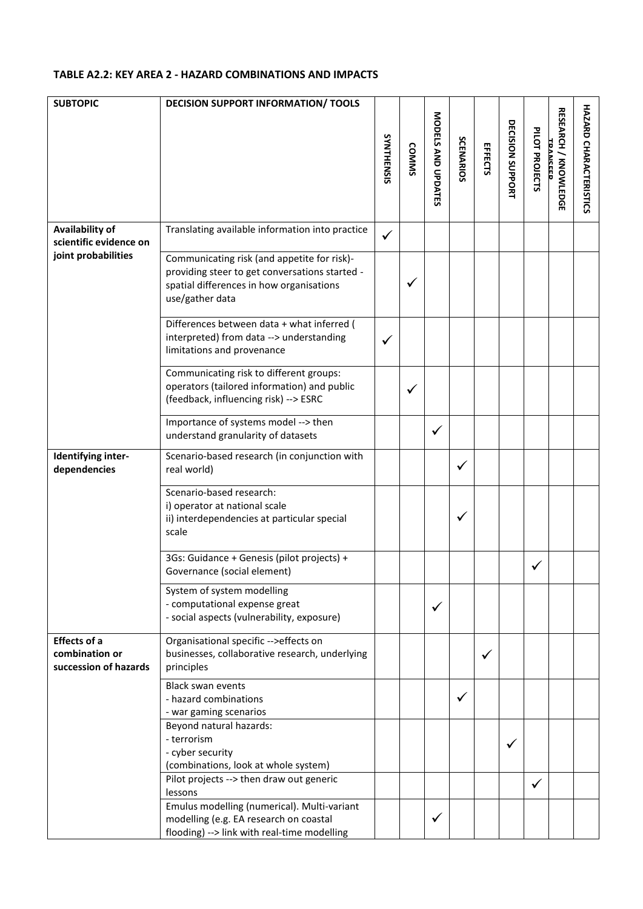**TABLE A2.2: KEY AREA 2 - HAZARD COMBINATIONS AND IMPACTS**

| SUBTOPIC | DECISION SUPPORT INFORMATION/ TOOLS | SYNTHENSIS | COMMS | MODELS AND UPDATES | SCENARIOS | EFFECTS | DECISION SUPPORT | PILOT PROJECTS | RESEARCH / KNOWLEDGE TRANSFER | HAZARD CHARACTERISTICS |
|---|---|---|---|---|---|---|---|---|---|---|
| **Availability of scientific evidence on joint probabilities** | Translating available information into practice | ✓ | | | | | | | | |
| | Communicating risk (and appetite for risk)- providing steer to get conversations started - spatial differences in how organisations use/gather data | | ✓ | | | | | | | |
| | Differences between data + what inferred ( interpreted) from data --> understanding limitations and provenance | ✓ | | | | | | | | |
| | Communicating risk to different groups: operators (tailored information) and public (feedback, influencing risk) --> ESRC | | ✓ | | | | | | | |
| | Importance of systems model --> then understand granularity of datasets | | | ✓ | | | | | | |
| **Identifying inter-dependencies** | Scenario-based research (in conjunction with real world) | | | | ✓ | | | | | |
| | Scenario-based research:<br>i) operator at national scale<br>ii) interdependencies at particular special scale | | | | ✓ | | | | | |
| | 3Gs: Guidance + Genesis (pilot projects) + Governance (social element) | | | | | | | ✓ | | |
| | System of system modelling<br>- computational expense great<br>- social aspects (vulnerability, exposure) | | | ✓ | | | | | | |
| **Effects of a combination or succession of hazards** | Organisational specific -->effects on businesses, collaborative research, underlying principles | | | | | ✓ | | | | |
| | Black swan events<br>- hazard combinations<br>- war gaming scenarios | | | | ✓ | | | | | |
| | Beyond natural hazards:<br>- terrorism<br>- cyber security<br>(combinations, look at whole system) | | | | | | ✓ | | | |
| | Pilot projects --> then draw out generic lessons | | | | | | | ✓ | | |
| | Emulus modelling (numerical). Multi-variant modelling (e.g. EA research on coastal flooding) --> link with real-time modelling | | | ✓ | | | | | | |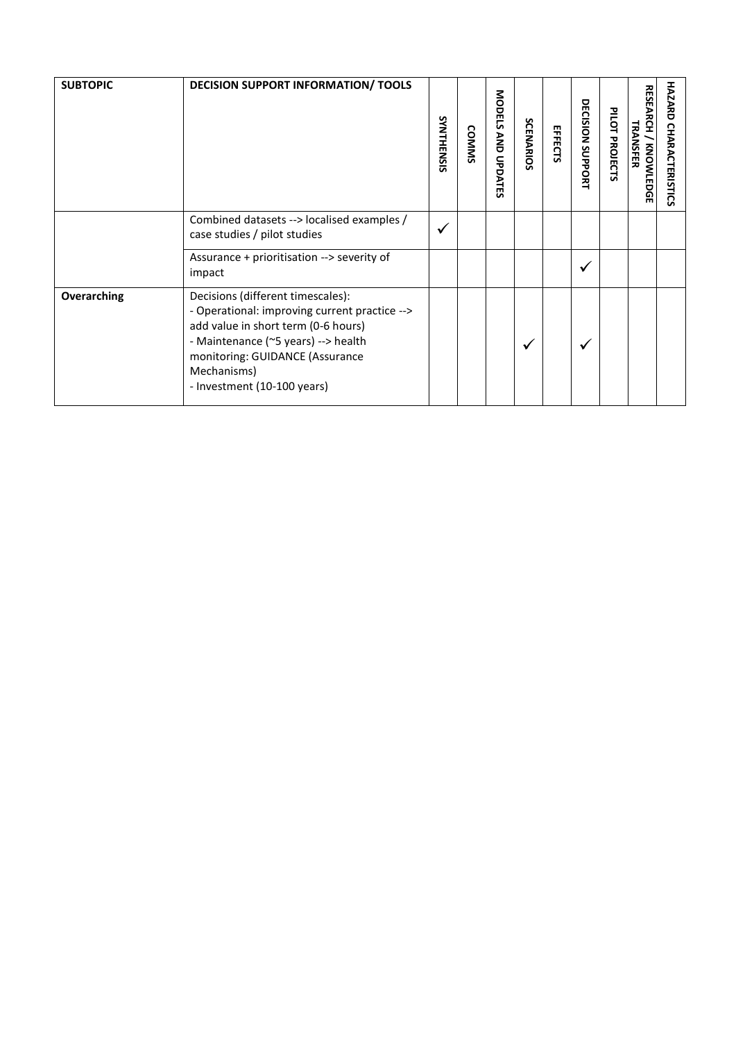| SUBTOPIC | DECISION SUPPORT INFORMATION/ TOOLS | SYNTHENSIS | COMMS | MODELS AND UPDATES | SCENARIOS | EFFECTS | DECISION SUPPORT | PILOT PROJECTS | RESEARCH / KNOWLEDGE TRANSFER | HAZARD CHARACTERISTICS |
|---|---|---|---|---|---|---|---|---|---|---|
| | Combined datasets --> localised examples / case studies / pilot studies | ✓ | | | | | | | | |
| | Assurance + prioritisation --> severity of impact | | | | | | ✓ | | | |
| **Overarching** | Decisions (different timescales):<br>- Operational: improving current practice --> add value in short term (0-6 hours)<br>- Maintenance (~5 years) --> health monitoring: GUIDANCE (Assurance Mechanisms)<br>- Investment (10-100 years) | | | | ✓ | | ✓ | | | |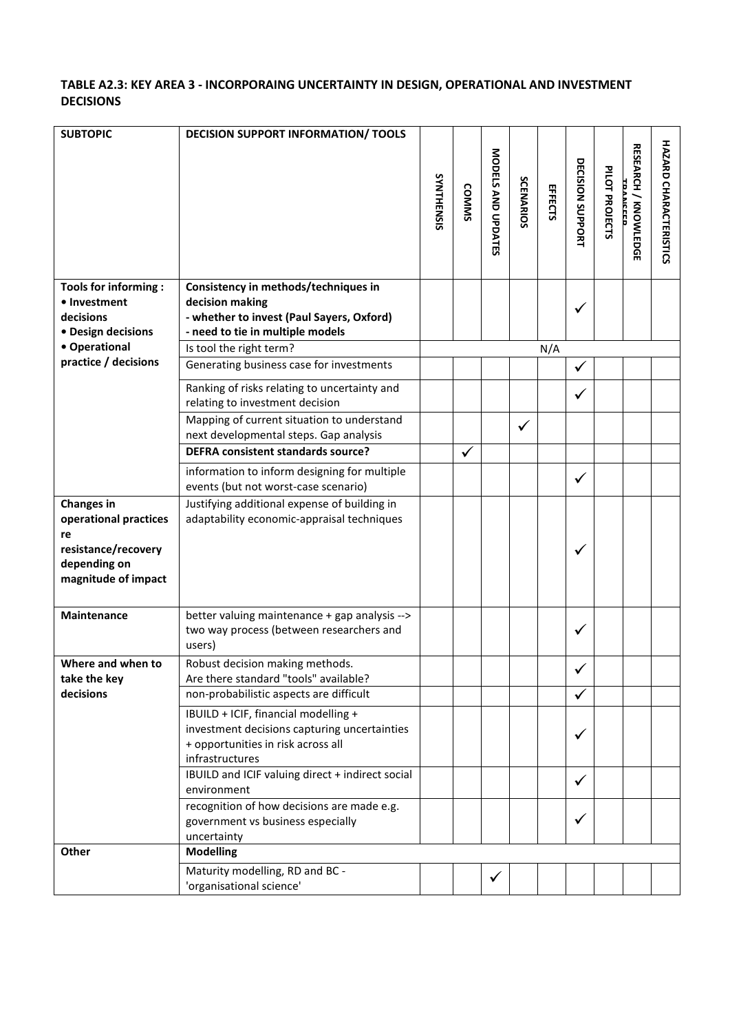**TABLE A2.3: KEY AREA 3 - INCORPORAING UNCERTAINTY IN DESIGN, OPERATIONAL AND INVESTMENT DECISIONS**

| SUBTOPIC | DECISION SUPPORT INFORMATION/ TOOLS | SYNTHENSIS | COMMS | MODELS AND UPDATES | SCENARIOS | EFFECTS | DECISION SUPPORT | PILOT PROJECTS | RESEARCH / KNOWLEDGE TRANSFER | HAZARD CHARACTERISTICS |
|---|---|---|---|---|---|---|---|---|---|---|
| **Tools for informing : • Investment decisions • Design decisions • Operational practice / decisions** | **Consistency in methods/techniques in decision making - whether to invest (Paul Sayers, Oxford) - need to tie in multiple models** | | | | | | ✓ | | | |
| | Is tool the right term? | | | | | N/A | | | | |
| | Generating business case for investments | | | | | | ✓ | | | |
| | Ranking of risks relating to uncertainty and relating to investment decision | | | | | | ✓ | | | |
| | Mapping of current situation to understand next developmental steps. Gap analysis | | | | ✓ | | | | | |
| | **DEFRA consistent standards source?** | | ✓ | | | | | | | |
| | information to inform designing for multiple events (but not worst-case scenario) | | | | | | ✓ | | | |
| **Changes in operational practices re resistance/recovery depending on magnitude of impact** | Justifying additional expense of building in adaptability economic-appraisal techniques | | | | | | ✓ | | | |
| **Maintenance** | better valuing maintenance + gap analysis --> two way process (between researchers and users) | | | | | | ✓ | | | |
| **Where and when to take the key decisions** | Robust decision making methods. Are there standard "tools" available? | | | | | | ✓ | | | |
| | non-probabilistic aspects are difficult | | | | | | ✓ | | | |
| | IBUILD + ICIF, financial modelling + investment decisions capturing uncertainties + opportunities in risk across all infrastructures | | | | | | ✓ | | | |
| | IBUILD and ICIF valuing direct + indirect social environment | | | | | | ✓ | | | |
| | recognition of how decisions are made e.g. government vs business especially uncertainty | | | | | | ✓ | | | |
| **Other** | **Modelling** | | | | | | | | | |
| | Maturity modelling, RD and BC - 'organisational science' | | | ✓ | | | | | | |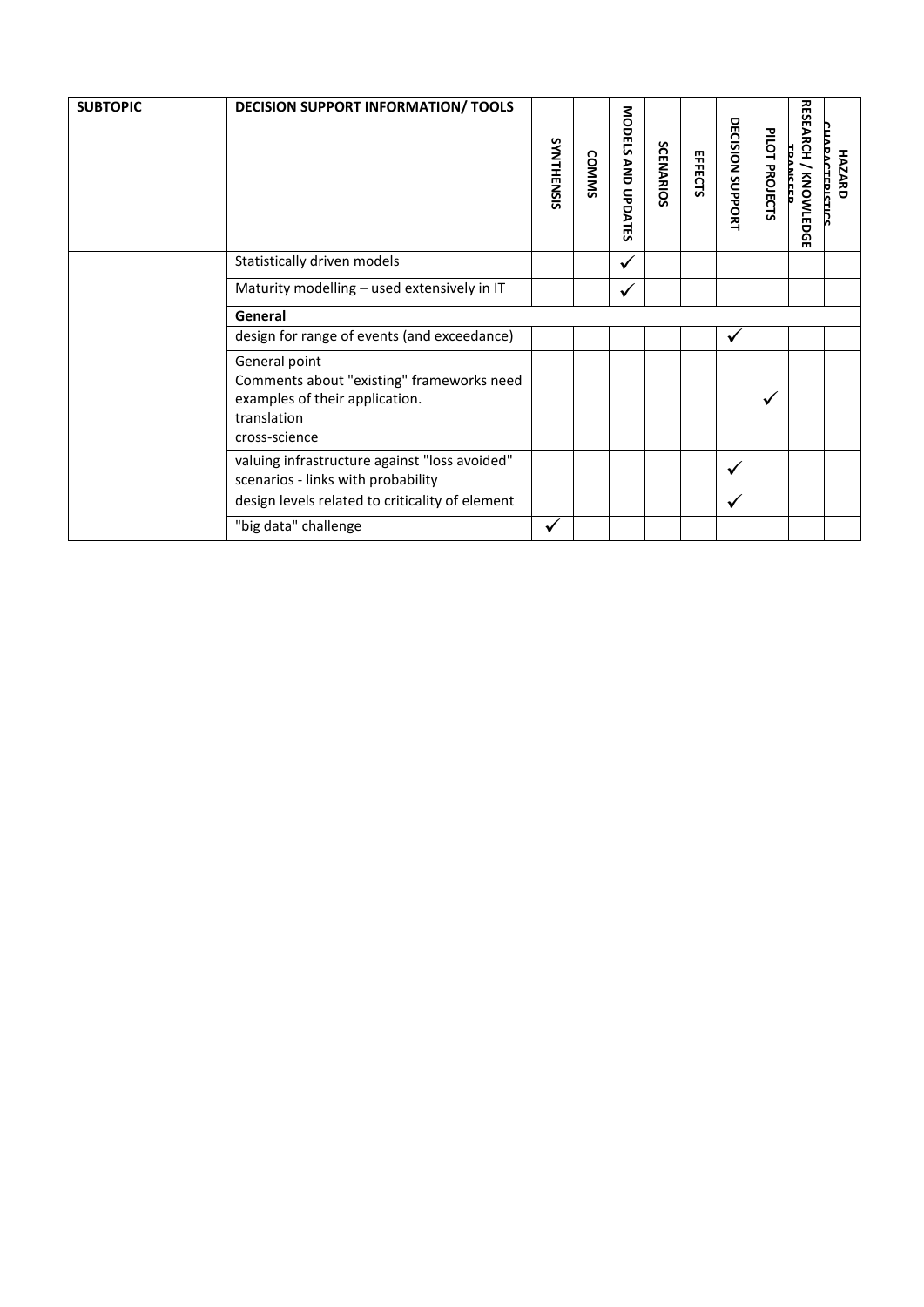| SUBTOPIC | DECISION SUPPORT INFORMATION/ TOOLS | SYNTHENSIS | COMMS | MODELS AND UPDATES | SCENARIOS | EFFECTS | DECISION SUPPORT | PILOT PROJECTS | RESEARCH / KNOWLEDGE TRANSFER | HAZARD CHARACTERISTICS |
|---|---|---|---|---|---|---|---|---|---|---|
| | Statistically driven models | | | ✓ | | | | | | |
| | Maturity modelling – used extensively in IT | | | ✓ | | | | | | |
| | **General** | | | | | | | | | |
| | design for range of events (and exceedance) | | | | | | ✓ | | | |
| | General point<br>Comments about "existing" frameworks need examples of their application.<br>translation<br>cross-science | | | | | | | ✓ | | |
| | valuing infrastructure against "loss avoided" scenarios - links with probability | | | | | | ✓ | | | |
| | design levels related to criticality of element | | | | | | ✓ | | | |
| | "big data" challenge | ✓ | | | | | | | | |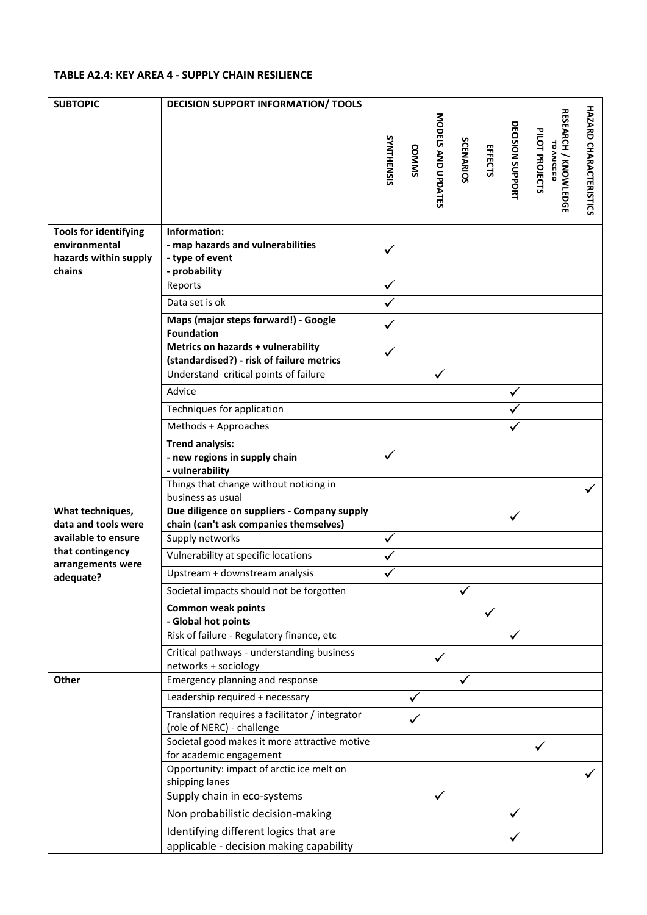**TABLE A2.4: KEY AREA 4 - SUPPLY CHAIN RESILIENCE**

| SUBTOPIC | DECISION SUPPORT INFORMATION/ TOOLS | SYNTHENSIS | COMMS | MODELS AND UPDATES | SCENARIOS | EFFECTS | DECISION SUPPORT | PILOT PROJECTS | RESEARCH / KNOWLEDGE TRANSFER | HAZARD CHARACTERISTICS |
|---|---|---|---|---|---|---|---|---|---|---|
| **Tools for identifying environmental hazards within supply chains** | **Information:**<br>**- map hazards and vulnerabilities**<br>**- type of event**<br>**- probability** | ✓ | | | | | | | | |
| | Reports | ✓ | | | | | | | | |
| | Data set is ok | ✓ | | | | | | | | |
| | **Maps (major steps forward!) - Google Foundation** | ✓ | | | | | | | | |
| | **Metrics on hazards + vulnerability (standardised?) - risk of failure metrics** | ✓ | | | | | | | | |
| | Understand critical points of failure | | | ✓ | | | | | | |
| | Advice | | | | | | ✓ | | | |
| | Techniques for application | | | | | | ✓ | | | |
| | Methods + Approaches | | | | | | ✓ | | | |
| | **Trend analysis:**<br>**- new regions in supply chain**<br>**- vulnerability** | ✓ | | | | | | | | |
| | Things that change without noticing in business as usual | | | | | | | | | ✓ |
| **What techniques, data and tools were available to ensure that contingency arrangements were adequate?** | **Due diligence on suppliers - Company supply chain (can't ask companies themselves)** | | | | | | ✓ | | | |
| | Supply networks | ✓ | | | | | | | | |
| | Vulnerability at specific locations | ✓ | | | | | | | | |
| | Upstream + downstream analysis | ✓ | | | | | | | | |
| | Societal impacts should not be forgotten | | | | ✓ | | | | | |
| | **Common weak points**<br>**- Global hot points** | | | | | ✓ | | | | |
| | Risk of failure - Regulatory finance, etc | | | | | | ✓ | | | |
| | Critical pathways - understanding business networks + sociology | | | ✓ | | | | | | |
| **Other** | Emergency planning and response | | | | ✓ | | | | | |
| | Leadership required + necessary | | ✓ | | | | | | | |
| | Translation requires a facilitator / integrator (role of NERC) - challenge | | ✓ | | | | | | | |
| | Societal good makes it more attractive motive for academic engagement | | | | | | | ✓ | | |
| | Opportunity: impact of arctic ice melt on shipping lanes | | | | | | | | | ✓ |
| | Supply chain in eco-systems | | | ✓ | | | | | | |
| | Non probabilistic decision-making | | | | | | ✓ | | | |
| | Identifying different logics that are applicable - decision making capability | | | | | | ✓ | | | |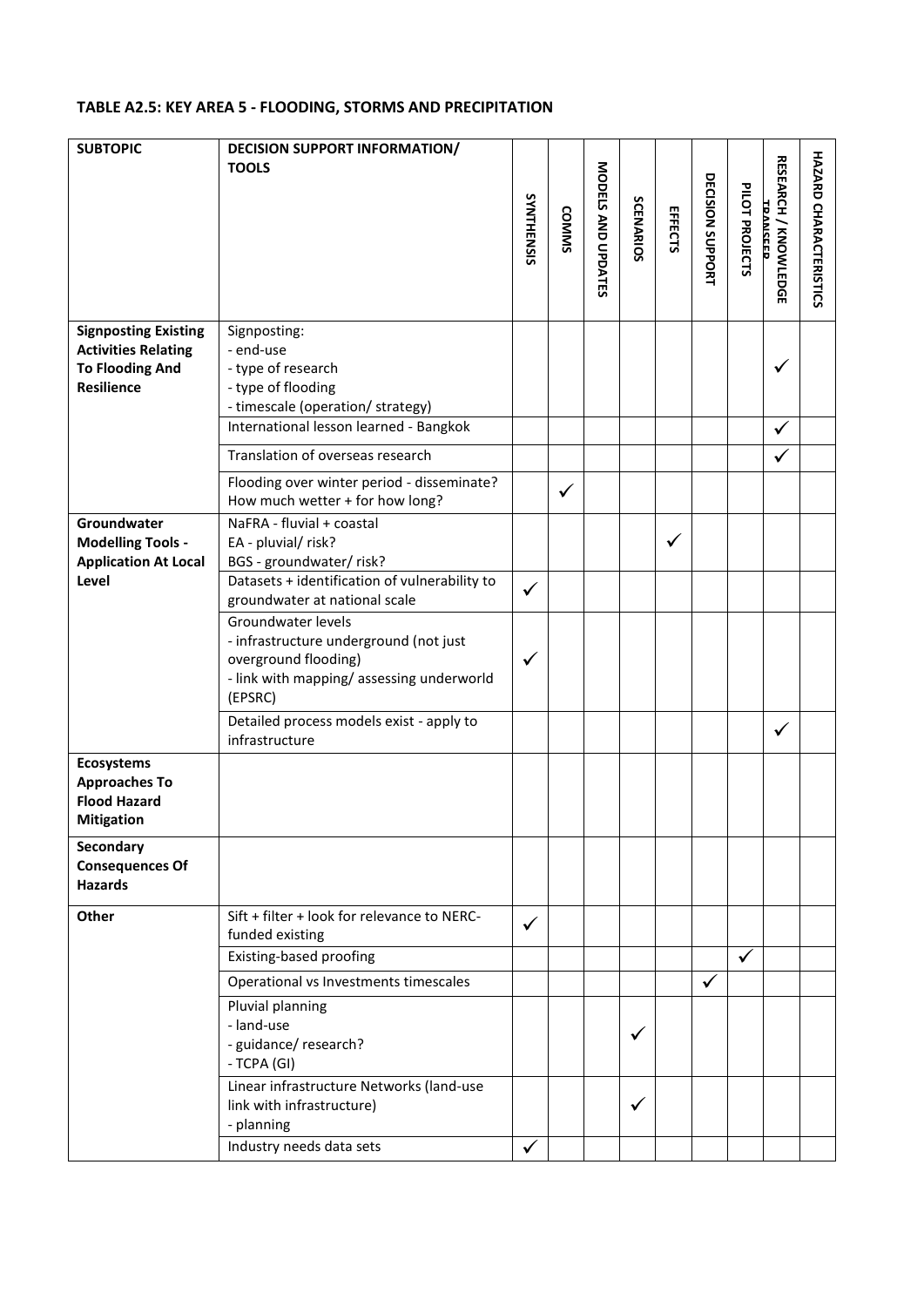**TABLE A2.5: KEY AREA 5 - FLOODING, STORMS AND PRECIPITATION**

| SUBTOPIC | DECISION SUPPORT INFORMATION/ TOOLS | SYNTHENSIS | COMMS | MODELS AND UPDATES | SCENARIOS | EFFECTS | DECISION SUPPORT | PILOT PROJECTS | RESEARCH / KNOWLEDGE TRANSFER | HAZARD CHARACTERISTICS |
|---|---|---|---|---|---|---|---|---|---|---|
| **Signposting Existing Activities Relating To Flooding And Resilience** | Signposting:<br>- end-use<br>- type of research<br>- type of flooding<br>- timescale (operation/ strategy) | | | | | | | | ✓ | |
| | International lesson learned - Bangkok | | | | | | | | ✓ | |
| | Translation of overseas research | | | | | | | | ✓ | |
| | Flooding over winter period - disseminate? How much wetter + for how long? | | ✓ | | | | | | | |
| **Groundwater Modelling Tools - Application At Local Level** | NaFRA - fluvial + coastal<br>EA - pluvial/ risk?<br>BGS - groundwater/ risk? | | | | | ✓ | | | | |
| | Datasets + identification of vulnerability to groundwater at national scale | ✓ | | | | | | | | |
| | Groundwater levels<br>- infrastructure underground (not just overground flooding)<br>- link with mapping/ assessing underworld (EPSRC) | ✓ | | | | | | | | |
| | Detailed process models exist - apply to infrastructure | | | | | | | | ✓ | |
| **Ecosystems Approaches To Flood Hazard Mitigation** | | | | | | | | | | |
| **Secondary Consequences Of Hazards** | | | | | | | | | | |
| **Other** | Sift + filter + look for relevance to NERC-funded existing | ✓ | | | | | | | | |
| | Existing-based proofing | | | | | | | ✓ | | |
| | Operational vs Investments timescales | | | | | | ✓ | | | |
| | Pluvial planning<br>- land-use<br>- guidance/ research?<br>- TCPA (GI) | | | | ✓ | | | | | |
| | Linear infrastructure Networks (land-use link with infrastructure)<br>- planning | | | | ✓ | | | | | |
| | Industry needs data sets | ✓ | | | | | | | | |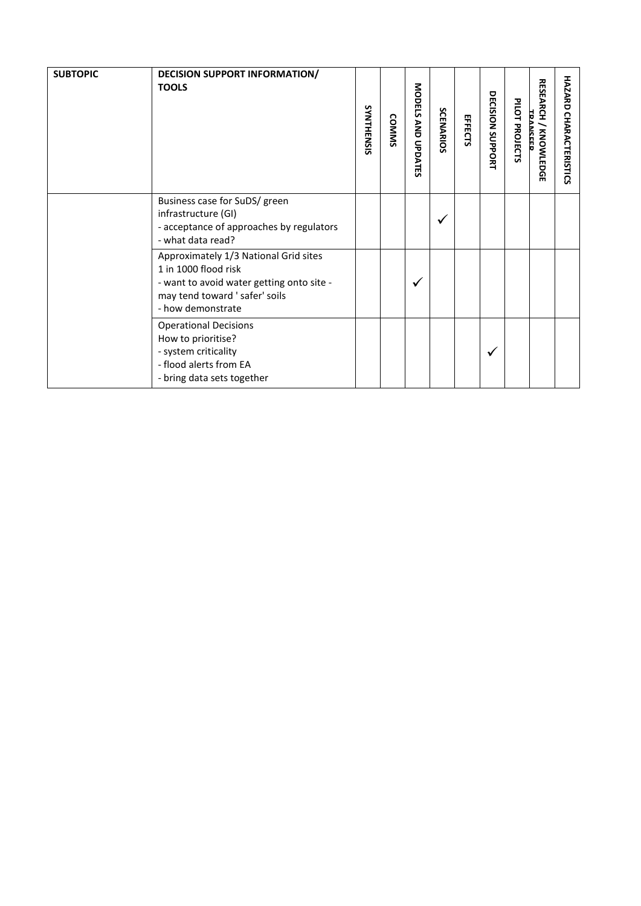| SUBTOPIC | DECISION SUPPORT INFORMATION/ TOOLS | SYNTHENSIS | COMMS | MODELS AND UPDATES | SCENARIOS | EFFECTS | DECISION SUPPORT | PILOT PROJECTS | RESEARCH / KNOWLEDGE TRANSFER | HAZARD CHARACTERISTICS |
|---|---|---|---|---|---|---|---|---|---|---|
| | Business case for SuDS/ green infrastructure (GI)<br>- acceptance of approaches by regulators<br>- what data read? | | | | ✓ | | | | | |
| | Approximately 1/3 National Grid sites 1 in 1000 flood risk<br>- want to avoid water getting onto site - may tend toward ' safer' soils<br>- how demonstrate | | | ✓ | | | | | | |
| | Operational Decisions<br>How to prioritise?<br>- system criticality<br>- flood alerts from EA<br>- bring data sets together | | | | | | ✓ | | | |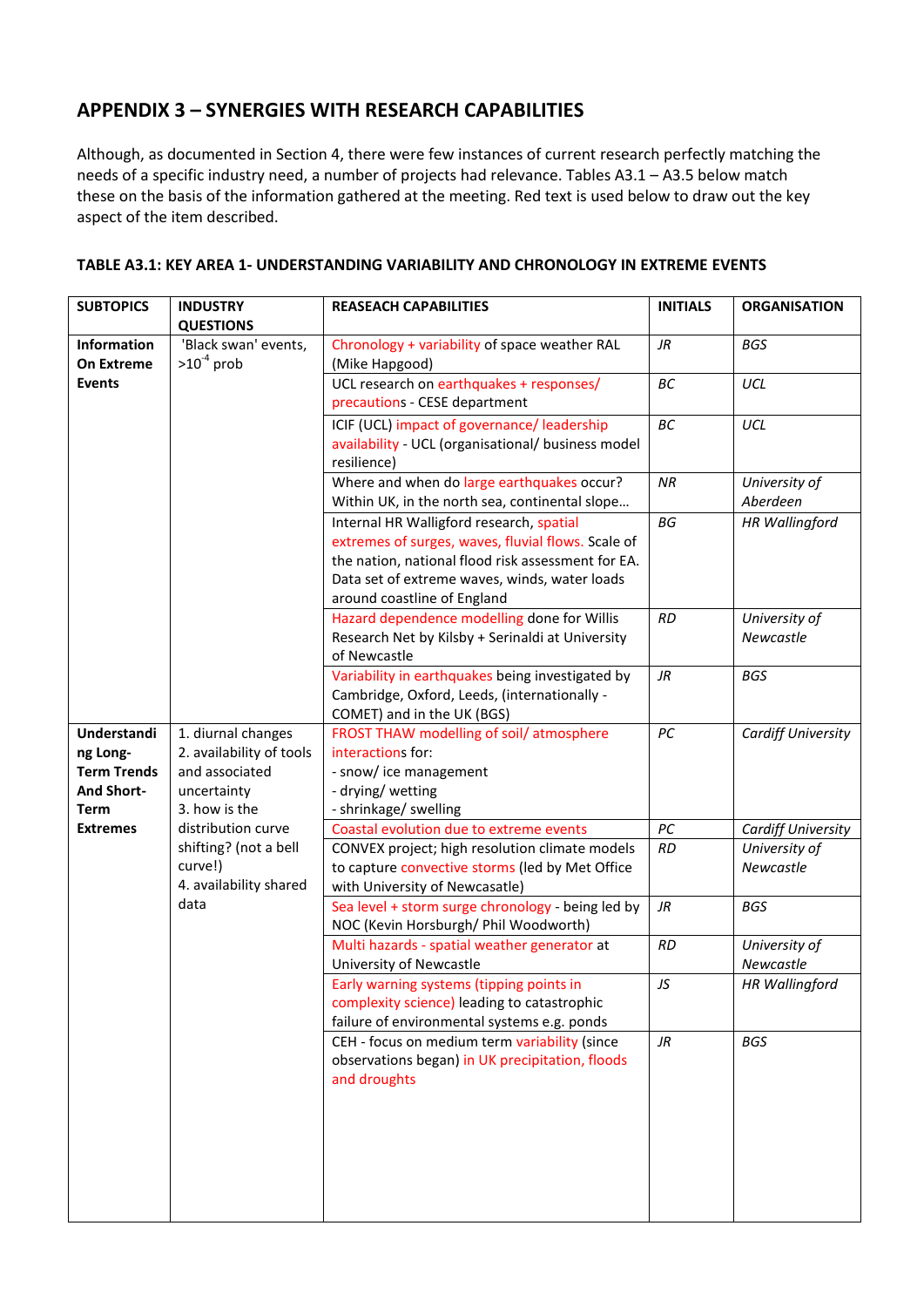## APPENDIX 3 – SYNERGIES WITH RESEARCH CAPABILITIES

Although, as documented in Section 4, there were few instances of current research perfectly matching the needs of a specific industry need, a number of projects had relevance. Tables A3.1 – A3.5 below match these on the basis of the information gathered at the meeting. Red text is used below to draw out the key aspect of the item described.

**TABLE A3.1: KEY AREA 1- UNDERSTANDING VARIABILITY AND CHRONOLOGY IN EXTREME EVENTS**

| SUBTOPICS | INDUSTRY QUESTIONS | REASEACH CAPABILITIES | INITIALS | ORGANISATION |
|---|---|---|---|---|
| **Information On Extreme Events** | 'Black swan' events, $>10^{-4}$ prob | Chronology + variability of space weather RAL (Mike Hapgood) | *JR* | *BGS* |
| | | UCL research on earthquakes + responses/ precautions - CESE department | *BC* | *UCL* |
| | | ICIF (UCL) impact of governance/ leadership availability - UCL (organisational/ business model resilience) | *BC* | *UCL* |
| | | Where and when do large earthquakes occur? Within UK, in the north sea, continental slope… | *NR* | *University of Aberdeen* |
| | | Internal HR Walligford research, spatial extremes of surges, waves, fluvial flows. Scale of the nation, national flood risk assessment for EA. Data set of extreme waves, winds, water loads around coastline of England | *BG* | *HR Wallingford* |
| | | Hazard dependence modelling done for Willis Research Net by Kilsby + Serinaldi at University of Newcastle | *RD* | *University of Newcastle* |
| | | Variability in earthquakes being investigated by Cambridge, Oxford, Leeds, (internationally - COMET) and in the UK (BGS) | *JR* | *BGS* |
| **Understanding Long-Term Trends And Short-Term Extremes** | 1. diurnal changes<br>2. availability of tools and associated uncertainty<br>3. how is the distribution curve shifting? (not a bell curve!)<br>4. availability shared data | FROST THAW modelling of soil/ atmosphere interactions for:<br>- snow/ ice management<br>- drying/ wetting<br>- shrinkage/ swelling | *PC* | *Cardiff University* |
| | | Coastal evolution due to extreme events | *PC* | *Cardiff University* |
| | | CONVEX project; high resolution climate models to capture convective storms (led by Met Office with University of Newcasatle) | *RD* | *University of Newcastle* |
| | | Sea level + storm surge chronology - being led by NOC (Kevin Horsburgh/ Phil Woodworth) | *JR* | *BGS* |
| | | Multi hazards - spatial weather generator at University of Newcastle | *RD* | *University of Newcastle* |
| | | Early warning systems (tipping points in complexity science) leading to catastrophic failure of environmental systems e.g. ponds | *JS* | *HR Wallingford* |
| | | CEH - focus on medium term variability (since observations began) in UK precipitation, floods and droughts | *JR* | *BGS* |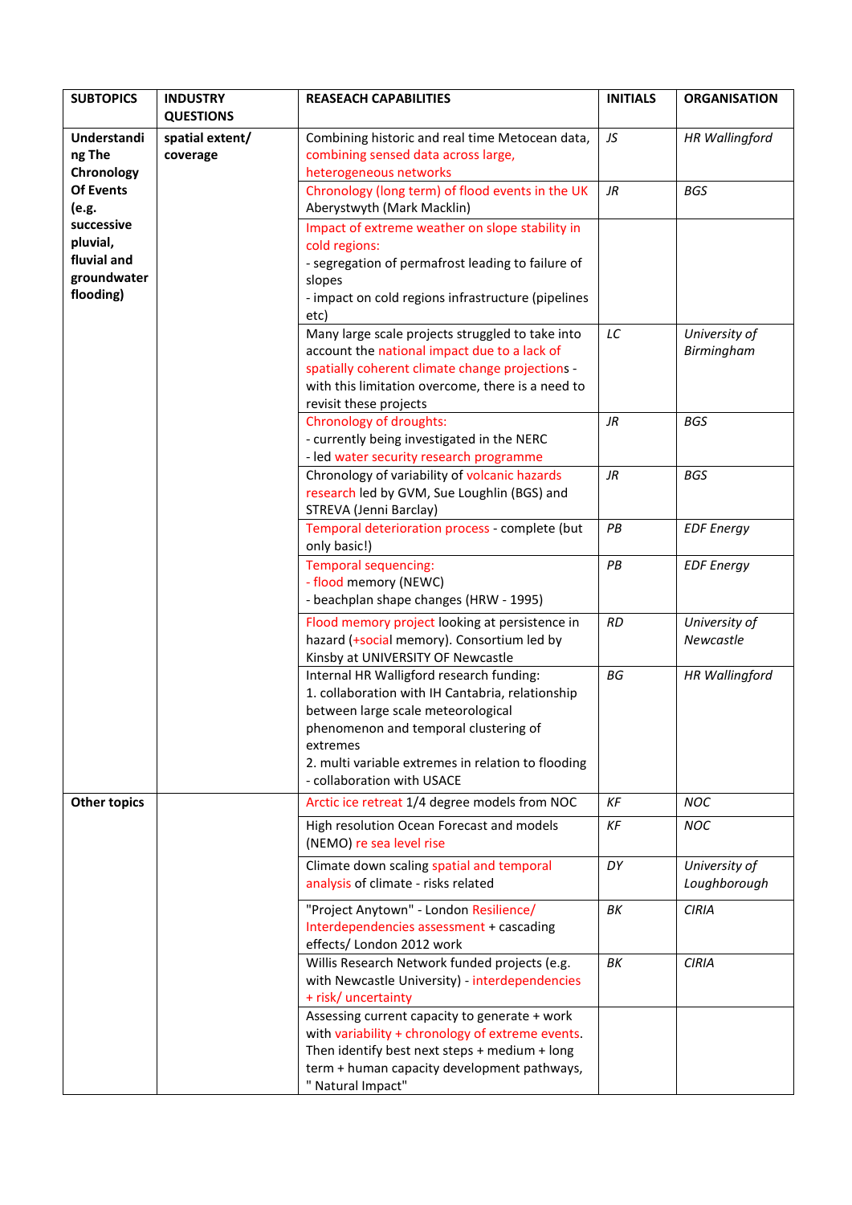| SUBTOPICS | INDUSTRY QUESTIONS | REASEACH CAPABILITIES | INITIALS | ORGANISATION |
|---|---|---|---|---|
| **Understanding The Chronology Of Events (e.g. successive pluvial, fluvial and groundwater flooding)** | **spatial extent/ coverage** | Combining historic and real time Metocean data, combining sensed data across large, heterogeneous networks | *JS* | *HR Wallingford* |
| | | Chronology (long term) of flood events in the UK Aberystwyth (Mark Macklin) | *JR* | *BGS* |
| | | Impact of extreme weather on slope stability in cold regions:<br>- segregation of permafrost leading to failure of slopes<br>- impact on cold regions infrastructure (pipelines etc) | | |
| | | Many large scale projects struggled to take into account the national impact due to a lack of spatially coherent climate change projections - with this limitation overcome, there is a need to revisit these projects | *LC* | *University of Birmingham* |
| | | Chronology of droughts:<br>- currently being investigated in the NERC<br>- led water security research programme | *JR* | *BGS* |
| | | Chronology of variability of volcanic hazards research led by GVM, Sue Loughlin (BGS) and STREVA (Jenni Barclay) | *JR* | *BGS* |
| | | Temporal deterioration process - complete (but only basic!) | *PB* | *EDF Energy* |
| | | Temporal sequencing:<br>- flood memory (NEWC)<br>- beachplan shape changes (HRW - 1995) | *PB* | *EDF Energy* |
| | | Flood memory project looking at persistence in hazard (+social memory). Consortium led by Kinsby at UNIVERSITY OF Newcastle | *RD* | *University of Newcastle* |
| | | Internal HR Walligford research funding:<br>1. collaboration with IH Cantabria, relationship between large scale meteorological phenomenon and temporal clustering of extremes<br>2. multi variable extremes in relation to flooding - collaboration with USACE | *BG* | *HR Wallingford* |
| **Other topics** | | Arctic ice retreat 1/4 degree models from NOC | *KF* | *NOC* |
| | | High resolution Ocean Forecast and models (NEMO) re sea level rise | *KF* | *NOC* |
| | | Climate down scaling spatial and temporal analysis of climate - risks related | *DY* | *University of Loughborough* |
| | | "Project Anytown" - London Resilience/ Interdependencies assessment + cascading effects/ London 2012 work | *BK* | *CIRIA* |
| | | Willis Research Network funded projects (e.g. with Newcastle University) - interdependencies + risk/ uncertainty | *BK* | *CIRIA* |
| | | Assessing current capacity to generate + work with variability + chronology of extreme events. Then identify best next steps + medium + long term + human capacity development pathways, " Natural Impact" | | |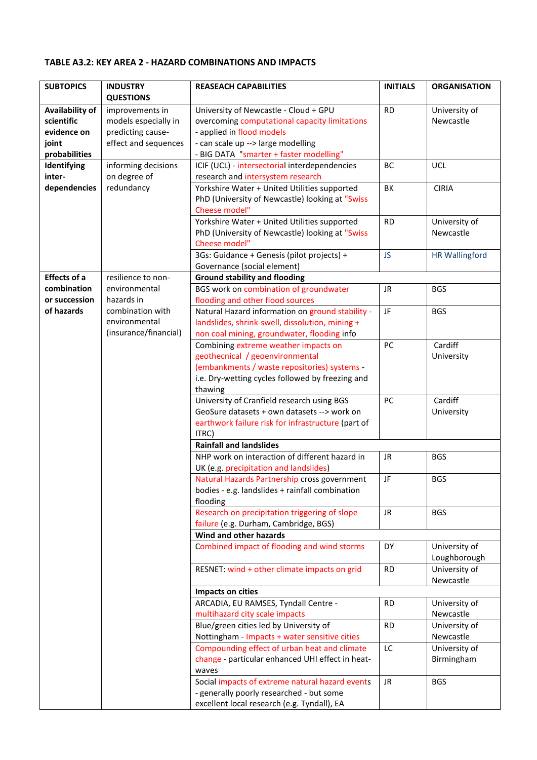**TABLE A3.2: KEY AREA 2 - HAZARD COMBINATIONS AND IMPACTS**

| SUBTOPICS | INDUSTRY QUESTIONS | REASEACH CAPABILITIES | INITIALS | ORGANISATION |
|---|---|---|---|---|
| **Availability of scientific evidence on joint probabilities** | improvements in models especially in predicting cause-effect and sequences | University of Newcastle - Cloud + GPU overcoming computational capacity limitations<br>- applied in flood models<br>- can scale up --> large modelling<br>- BIG DATA "smarter + faster modelling" | RD | University of Newcastle |
| **Identifying inter-dependencies** | informing decisions on degree of redundancy | ICIF (UCL) - intersectorial interdependencies research and intersystem research | BC | UCL |
| | | Yorkshire Water + United Utilities supported PhD (University of Newcastle) looking at "Swiss Cheese model" | BK | CIRIA |
| | | Yorkshire Water + United Utilities supported PhD (University of Newcastle) looking at "Swiss Cheese model" | RD | University of Newcastle |
| | | 3Gs: Guidance + Genesis (pilot projects) + Governance (social element) | JS | HR Wallingford |
| **Effects of a combination or succession of hazards** | resilience to non-environmental hazards in combination with environmental (insurance/financial) | **Ground stability and flooding** | | |
| | | BGS work on combination of groundwater flooding and other flood sources | JR | BGS |
| | | Natural Hazard information on ground stability - landslides, shrink-swell, dissolution, mining + non coal mining, groundwater, flooding info | JF | BGS |
| | | Combining extreme weather impacts on geothecnical / geoenvironmental (embankments / waste repositories) systems - i.e. Dry-wetting cycles followed by freezing and thawing | PC | Cardiff University |
| | | University of Cranfield research using BGS GeoSure datasets + own datasets --> work on earthwork failure risk for infrastructure (part of ITRC) | PC | Cardiff University |
| | | **Rainfall and landslides** | | |
| | | NHP work on interaction of different hazard in UK (e.g. precipitation and landslides) | JR | BGS |
| | | Natural Hazards Partnership cross government bodies - e.g. landslides + rainfall combination flooding | JF | BGS |
| | | Research on precipitation triggering of slope failure (e.g. Durham, Cambridge, BGS) | JR | BGS |
| | | **Wind and other hazards** | | |
| | | Combined impact of flooding and wind storms | DY | University of Loughborough |
| | | RESNET: wind + other climate impacts on grid | RD | University of Newcastle |
| | | **Impacts on cities** | | |
| | | ARCADIA, EU RAMSES, Tyndall Centre - multihazard city scale impacts | RD | University of Newcastle |
| | | Blue/green cities led by University of Nottingham - Impacts + water sensitive cities | RD | University of Newcastle |
| | | Compounding effect of urban heat and climate change - particular enhanced UHI effect in heat-waves | LC | University of Birmingham |
| | | Social impacts of extreme natural hazard events - generally poorly researched - but some excellent local research (e.g. Tyndall), EA | JR | BGS |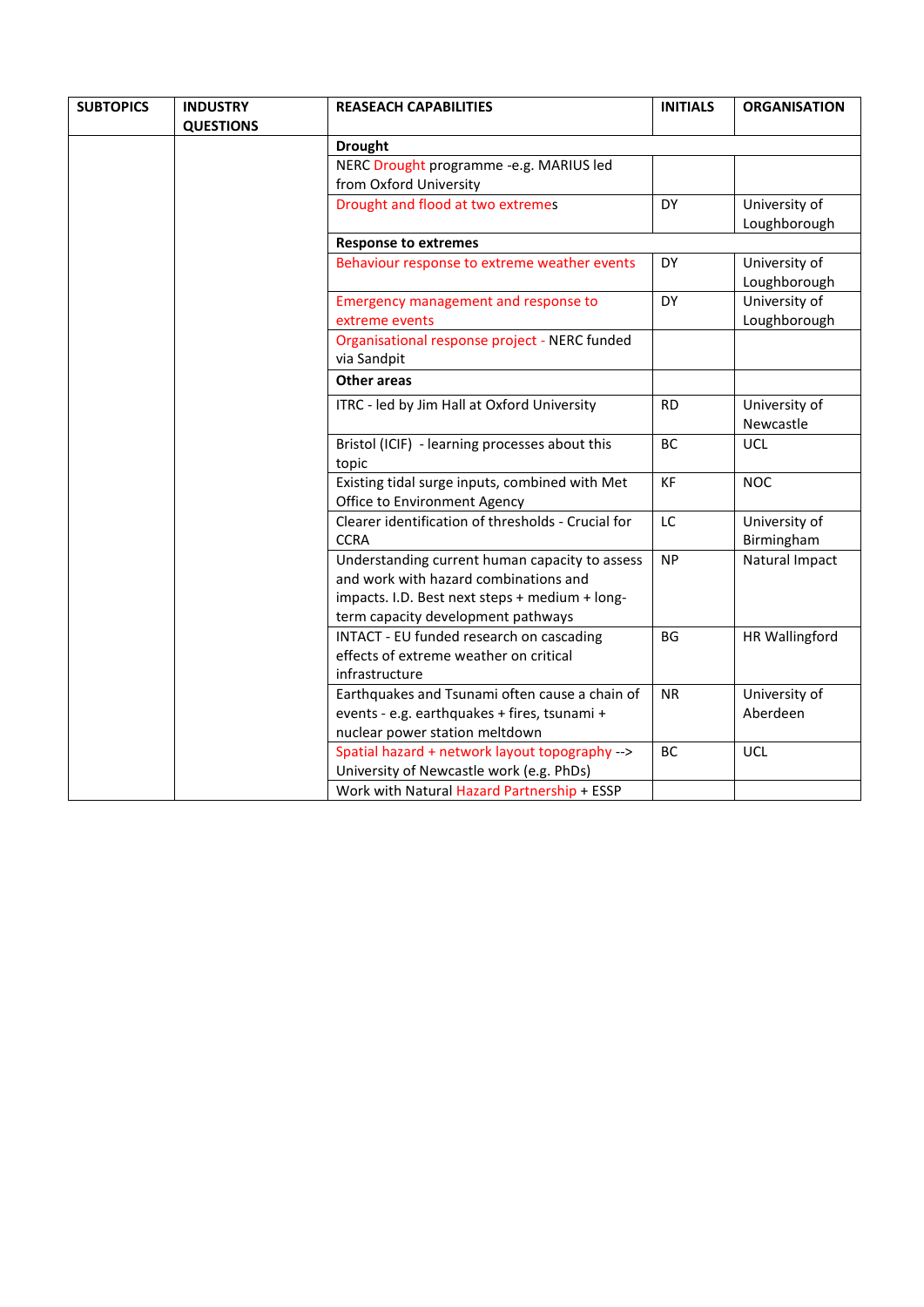| SUBTOPICS | INDUSTRY QUESTIONS | REASEACH CAPABILITIES | INITIALS | ORGANISATION |
|---|---|---|---|---|
| | | **Drought** | | |
| | | NERC Drought programme -e.g. MARIUS led from Oxford University | | |
| | | Drought and flood at two extremes | DY | University of Loughborough |
| | | **Response to extremes** | | |
| | | Behaviour response to extreme weather events | DY | University of Loughborough |
| | | Emergency management and response to extreme events | DY | University of Loughborough |
| | | Organisational response project - NERC funded via Sandpit | | |
| | | **Other areas** | | |
| | | ITRC - led by Jim Hall at Oxford University | RD | University of Newcastle |
| | | Bristol (ICIF) - learning processes about this topic | BC | UCL |
| | | Existing tidal surge inputs, combined with Met Office to Environment Agency | KF | NOC |
| | | Clearer identification of thresholds - Crucial for CCRA | LC | University of Birmingham |
| | | Understanding current human capacity to assess and work with hazard combinations and impacts. I.D. Best next steps + medium + long-term capacity development pathways | NP | Natural Impact |
| | | INTACT - EU funded research on cascading effects of extreme weather on critical infrastructure | BG | HR Wallingford |
| | | Earthquakes and Tsunami often cause a chain of events - e.g. earthquakes + fires, tsunami + nuclear power station meltdown | NR | University of Aberdeen |
| | | Spatial hazard + network layout topography --> University of Newcastle work (e.g. PhDs) | BC | UCL |
| | | Work with Natural Hazard Partnership + ESSP | | |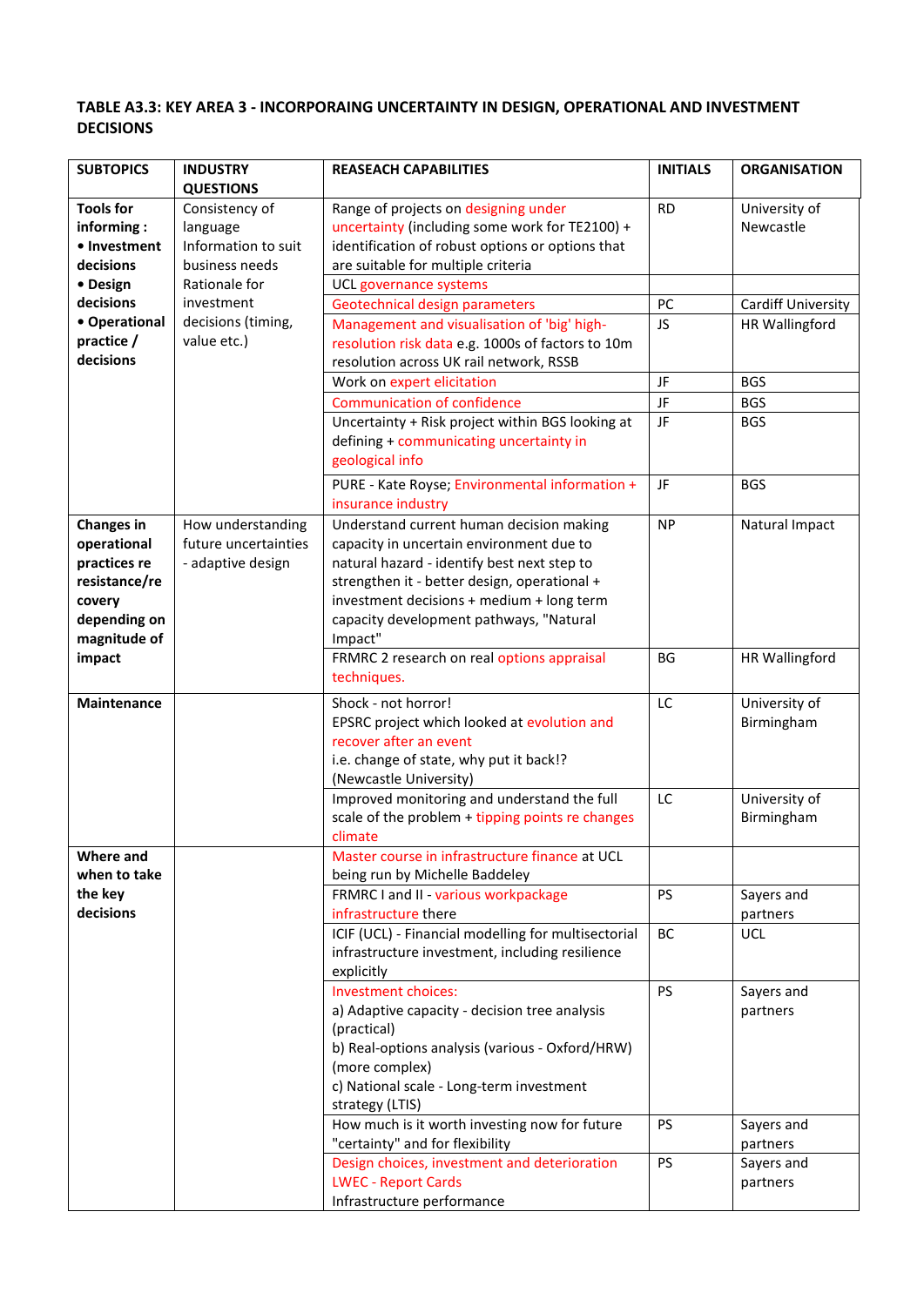**TABLE A3.3: KEY AREA 3 - INCORPORAING UNCERTAINTY IN DESIGN, OPERATIONAL AND INVESTMENT DECISIONS**

| SUBTOPICS | INDUSTRY QUESTIONS | REASEACH CAPABILITIES | INITIALS | ORGANISATION |
|---|---|---|---|---|
| **Tools for informing : • Investment decisions • Design decisions • Operational practice / decisions** | Consistency of language Information to suit business needs Rationale for investment decisions (timing, value etc.) | Range of projects on designing under uncertainty (including some work for TE2100) + identification of robust options or options that are suitable for multiple criteria | RD | University of Newcastle |
| | | UCL governance systems | | |
| | | Geotechnical design parameters | PC | Cardiff University |
| | | Management and visualisation of 'big' high-resolution risk data e.g. 1000s of factors to 10m resolution across UK rail network, RSSB | JS | HR Wallingford |
| | | Work on expert elicitation | JF | BGS |
| | | Communication of confidence | JF | BGS |
| | | Uncertainty + Risk project within BGS looking at defining + communicating uncertainty in geological info | JF | BGS |
| | | PURE - Kate Royse; Environmental information + insurance industry | JF | BGS |
| **Changes in operational practices re resistance/recovery depending on magnitude of impact** | How understanding future uncertainties - adaptive design | Understand current human decision making capacity in uncertain environment due to natural hazard - identify best next step to strengthen it - better design, operational + investment decisions + medium + long term capacity development pathways, "Natural Impact" | NP | Natural Impact |
| | | FRMRC 2 research on real options appraisal techniques. | BG | HR Wallingford |
| **Maintenance** | | Shock - not horror! EPSRC project which looked at evolution and recover after an event i.e. change of state, why put it back!? (Newcastle University) | LC | University of Birmingham |
| | | Improved monitoring and understand the full scale of the problem + tipping points re changes climate | LC | University of Birmingham |
| **Where and when to take the key decisions** | | Master course in infrastructure finance at UCL being run by Michelle Baddeley | | |
| | | FRMRC I and II - various workpackage infrastructure there | PS | Sayers and partners |
| | | ICIF (UCL) - Financial modelling for multisectorial infrastructure investment, including resilience explicitly | BC | UCL |
| | | Investment choices: a) Adaptive capacity - decision tree analysis (practical) b) Real-options analysis (various - Oxford/HRW) (more complex) c) National scale - Long-term investment strategy (LTIS) | PS | Sayers and partners |
| | | How much is it worth investing now for future "certainty" and for flexibility | PS | Sayers and partners |
| | | Design choices, investment and deterioration LWEC - Report Cards Infrastructure performance | PS | Sayers and partners |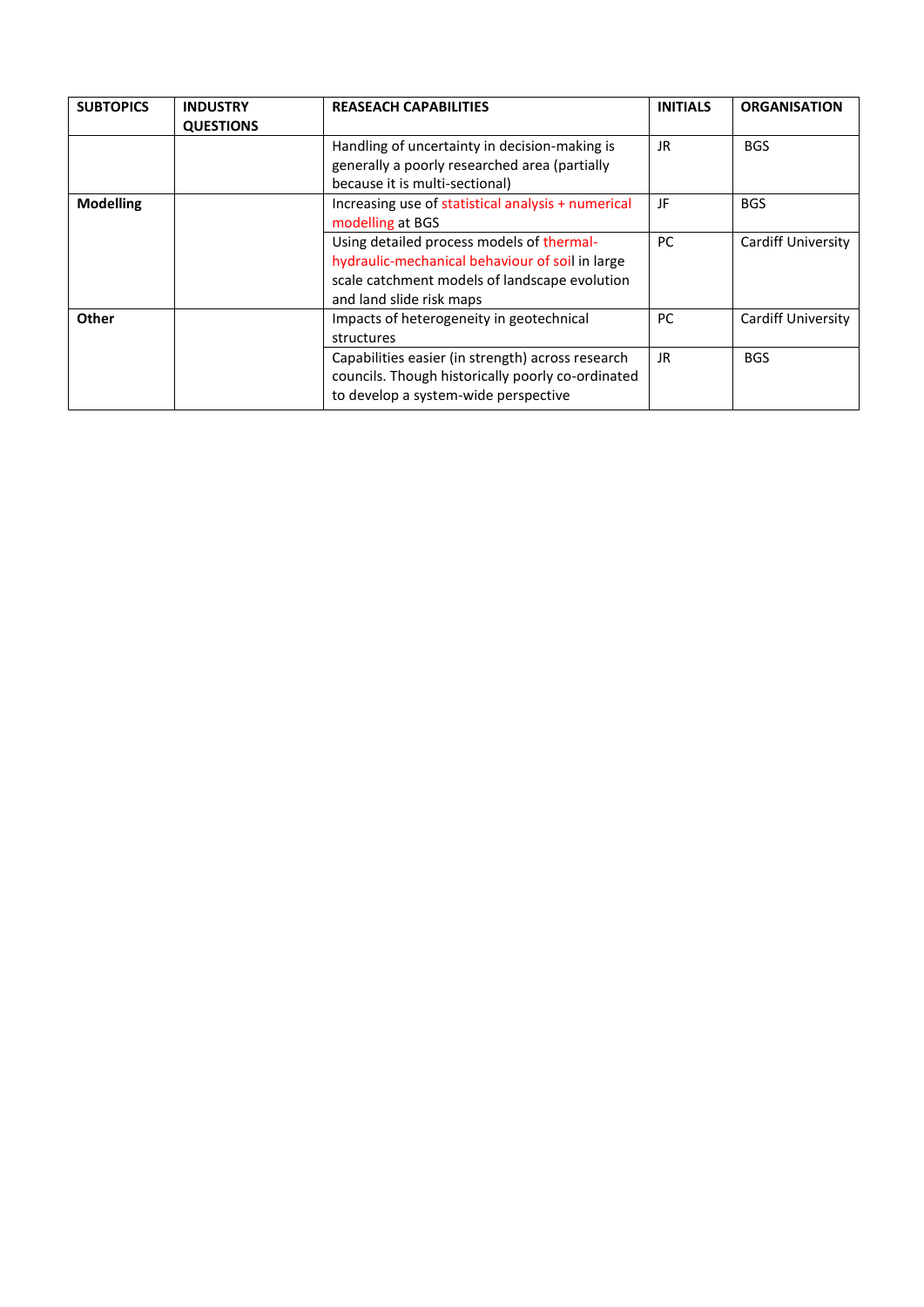| SUBTOPICS | INDUSTRY QUESTIONS | REASEACH CAPABILITIES | INITIALS | ORGANISATION |
|---|---|---|---|---|
| | | Handling of uncertainty in decision-making is generally a poorly researched area (partially because it is multi-sectional) | JR | BGS |
| **Modelling** | | Increasing use of statistical analysis + numerical modelling at BGS | JF | BGS |
| | | Using detailed process models of thermal-hydraulic-mechanical behaviour of soil in large scale catchment models of landscape evolution and land slide risk maps | PC | Cardiff University |
| **Other** | | Impacts of heterogeneity in geotechnical structures | PC | Cardiff University |
| | | Capabilities easier (in strength) across research councils. Though historically poorly co-ordinated to develop a system-wide perspective | JR | BGS |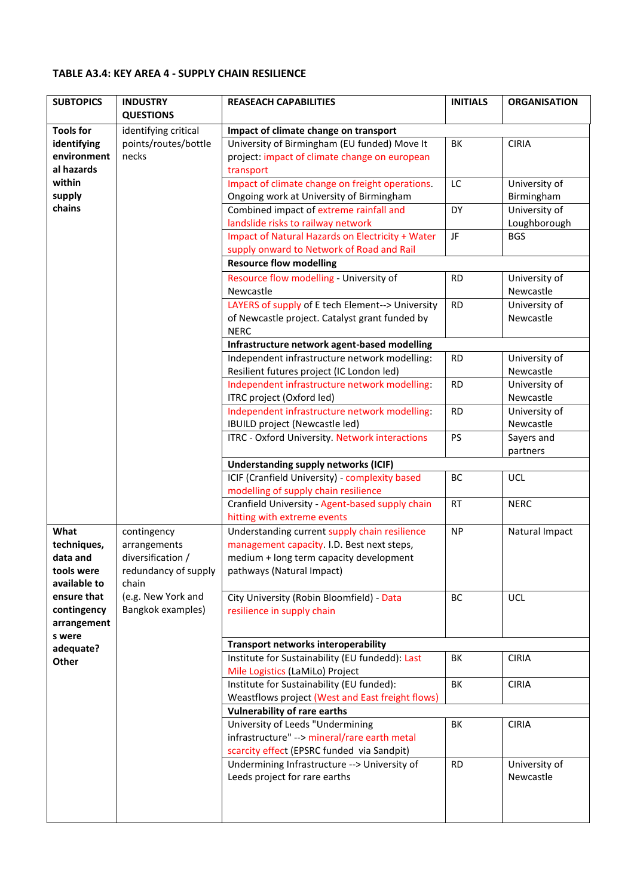**TABLE A3.4: KEY AREA 4 - SUPPLY CHAIN RESILIENCE**

| SUBTOPICS | INDUSTRY QUESTIONS | REASEACH CAPABILITIES | INITIALS | ORGANISATION |
|---|---|---|---|---|
| **Tools for identifying environmental hazards within supply chains** | identifying critical points/routes/bottlenecks | **Impact of climate change on transport** | | |
| | | University of Birmingham (EU funded) Move It project: impact of climate change on european transport | BK | CIRIA |
| | | Impact of climate change on freight operations. Ongoing work at University of Birmingham | LC | University of Birmingham |
| | | Combined impact of extreme rainfall and landslide risks to railway network | DY | University of Loughborough |
| | | Impact of Natural Hazards on Electricity + Water supply onward to Network of Road and Rail | JF | BGS |
| | | **Resource flow modelling** | | |
| | | Resource flow modelling - University of Newcastle | RD | University of Newcastle |
| | | LAYERS of supply of E tech Element--> University of Newcastle project. Catalyst grant funded by NERC | RD | University of Newcastle |
| | | **Infrastructure network agent-based modelling** | | |
| | | Independent infrastructure network modelling: Resilient futures project (IC London led) | RD | University of Newcastle |
| | | Independent infrastructure network modelling: ITRC project (Oxford led) | RD | University of Newcastle |
| | | Independent infrastructure network modelling: IBUILD project (Newcastle led) | RD | University of Newcastle |
| | | ITRC - Oxford University. Network interactions | PS | Sayers and partners |
| | | **Understanding supply networks (ICIF)** | | |
| | | ICIF (Cranfield University) - complexity based modelling of supply chain resilience | BC | UCL |
| | | Cranfield University - Agent-based supply chain hitting with extreme events | RT | NERC |
| **What techniques, data and tools were available to ensure that contingency arrangements were adequate? Other** | contingency arrangements diversification / redundancy of supply chain (e.g. New York and Bangkok examples) | Understanding current supply chain resilience management capacity. I.D. Best next steps, medium + long term capacity development pathways (Natural Impact) | NP | Natural Impact |
| | | City University (Robin Bloomfield) - Data resilience in supply chain | BC | UCL |
| | | **Transport networks interoperability** | | |
| | | Institute for Sustainability (EU fundedd): Last Mile Logistics (LaMiLo) Project | BK | CIRIA |
| | | Institute for Sustainability (EU funded): Weastflows project (West and East freight flows) | BK | CIRIA |
| | | **Vulnerability of rare earths** | | |
| | | University of Leeds "Undermining infrastructure" --> mineral/rare earth metal scarcity effect (EPSRC funded via Sandpit) | BK | CIRIA |
| | | Undermining Infrastructure --> University of Leeds project for rare earths | RD | University of Newcastle |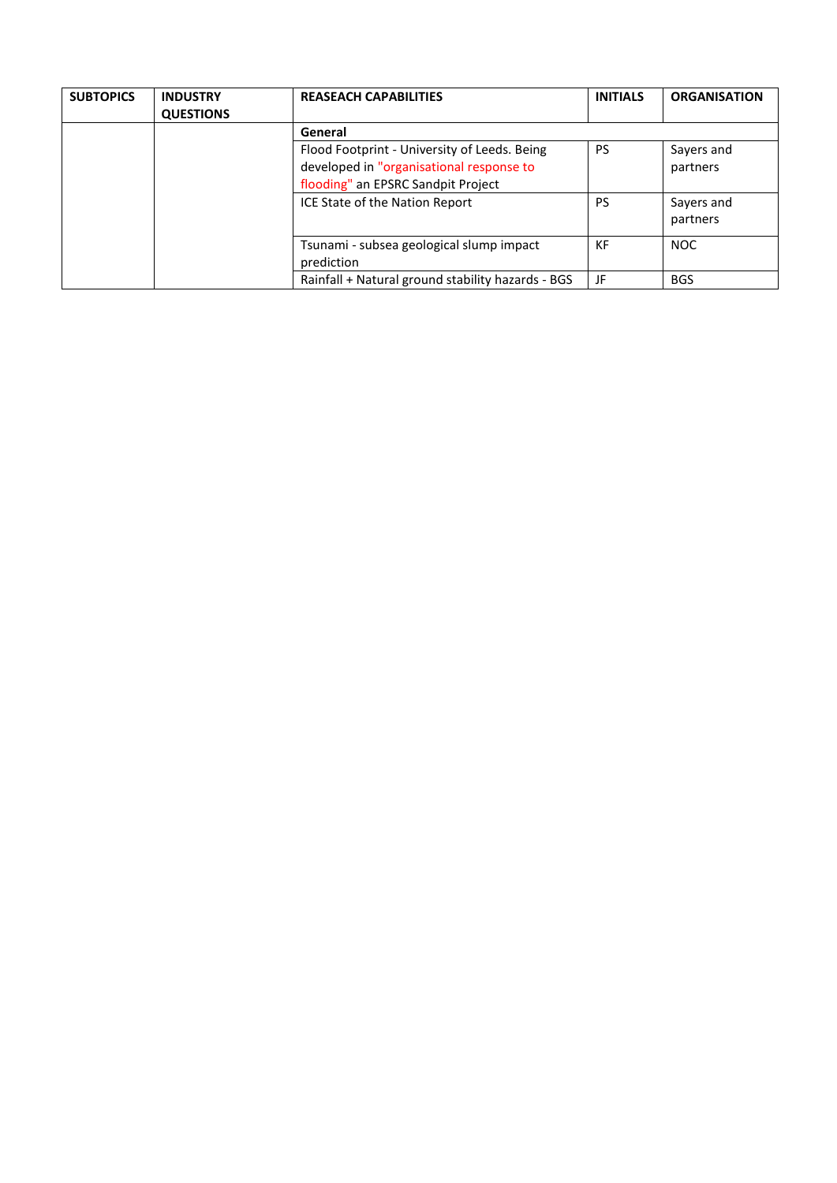| SUBTOPICS | INDUSTRY QUESTIONS | REASEACH CAPABILITIES | INITIALS | ORGANISATION |
|---|---|---|---|---|
| | | **General** | | |
| | | Flood Footprint - University of Leeds. Being developed in "organisational response to flooding" an EPSRC Sandpit Project | PS | Sayers and partners |
| | | ICE State of the Nation Report | PS | Sayers and partners |
| | | Tsunami - subsea geological slump impact prediction | KF | NOC |
| | | Rainfall + Natural ground stability hazards - BGS | JF | BGS |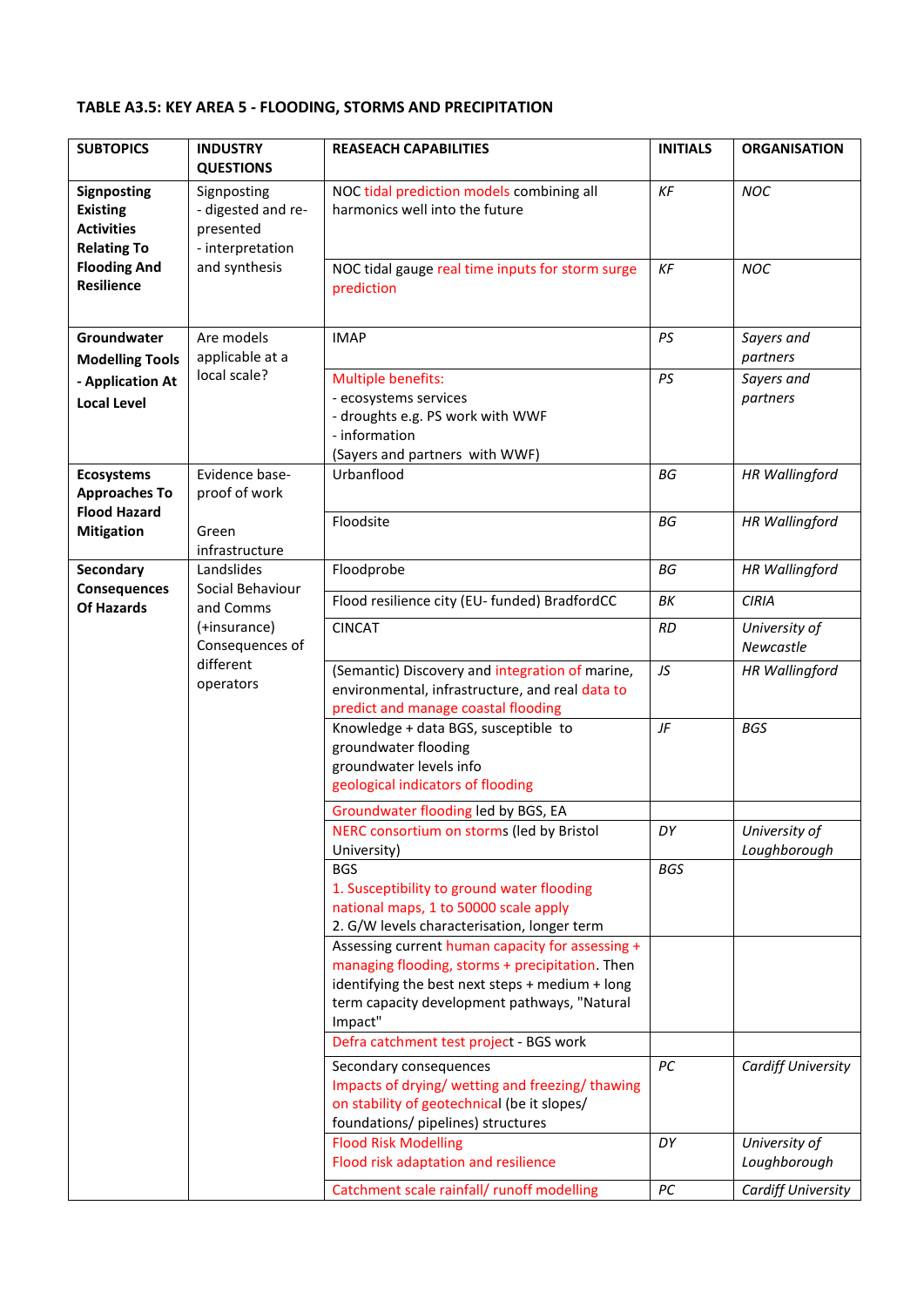**TABLE A3.5: KEY AREA 5 - FLOODING, STORMS AND PRECIPITATION**

| SUBTOPICS | INDUSTRY QUESTIONS | REASEACH CAPABILITIES | INITIALS | ORGANISATION |
|---|---|---|---|---|
| **Signposting Existing Activities Relating To Flooding And Resilience** | Signposting<br>- digested and re-presented<br>- interpretation and synthesis | NOC tidal prediction models combining all harmonics well into the future | *KF* | *NOC* |
| | | NOC tidal gauge real time inputs for storm surge prediction | *KF* | *NOC* |
| **Groundwater Modelling Tools - Application At Local Level** | Are models applicable at a local scale? | IMAP | *PS* | *Sayers and partners* |
| | | Multiple benefits:<br>- ecosystems services<br>- droughts e.g. PS work with WWF<br>- information<br>(Sayers and partners with WWF) | *PS* | *Sayers and partners* |
| **Ecosystems Approaches To Flood Hazard Mitigation** | Evidence base-proof of work<br><br>Green infrastructure | Urbanflood | *BG* | *HR Wallingford* |
| | | Floodsite | *BG* | *HR Wallingford* |
| **Secondary Consequences Of Hazards** | Landslides<br>Social Behaviour and Comms (+insurance)<br>Consequences of different operators | Floodprobe | *BG* | *HR Wallingford* |
| | | Flood resilience city (EU- funded) BradfordCC | *BK* | *CIRIA* |
| | | CINCAT | *RD* | *University of Newcastle* |
| | | (Semantic) Discovery and integration of marine, environmental, infrastructure, and real data to predict and manage coastal flooding | *JS* | *HR Wallingford* |
| | | Knowledge + data BGS, susceptible to groundwater flooding<br>groundwater levels info<br>geological indicators of flooding | *JF* | *BGS* |
| | | Groundwater flooding led by BGS, EA | | |
| | | NERC consortium on storms (led by Bristol University) | *DY* | *University of Loughborough* |
| | | BGS<br>1. Susceptibility to ground water flooding national maps, 1 to 50000 scale apply<br>2. G/W levels characterisation, longer term | *BGS* | |
| | | Assessing current human capacity for assessing + managing flooding, storms + precipitation. Then identifying the best next steps + medium + long term capacity development pathways, "Natural Impact" | | |
| | | Defra catchment test project - BGS work | | |
| | | Secondary consequences<br>Impacts of drying/ wetting and freezing/ thawing on stability of geotechnical (be it slopes/ foundations/ pipelines) structures | *PC* | *Cardiff University* |
| | | Flood Risk Modelling<br>Flood risk adaptation and resilience | *DY* | *University of Loughborough* |
| | | Catchment scale rainfall/ runoff modelling | *PC* | *Cardiff University* |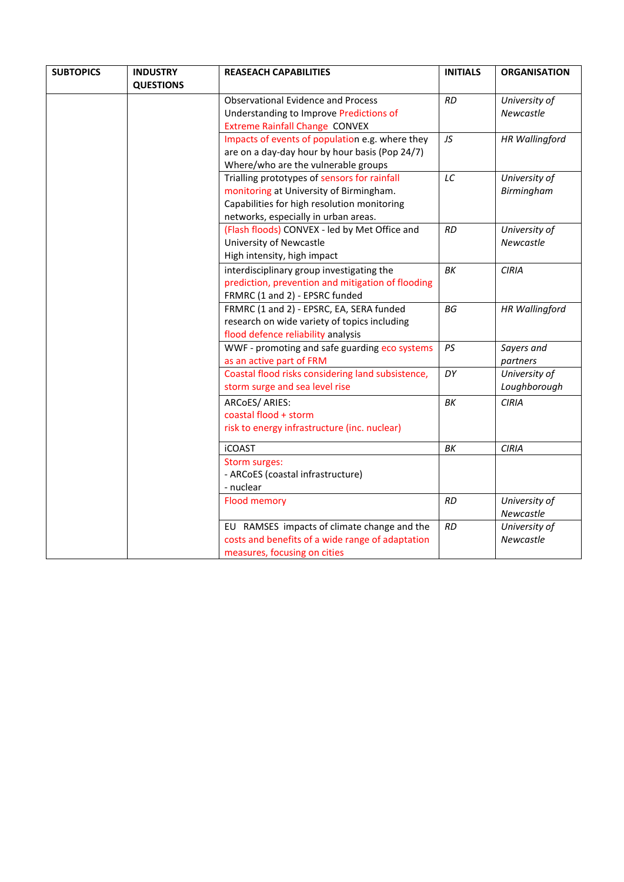| SUBTOPICS | INDUSTRY QUESTIONS | REASEACH CAPABILITIES | INITIALS | ORGANISATION |
|---|---|---|---|---|
| | | Observational Evidence and Process Understanding to Improve Predictions of Extreme Rainfall Change CONVEX | *RD* | *University of Newcastle* |
| | | Impacts of events of population e.g. where they are on a day-day hour by hour basis (Pop 24/7) Where/who are the vulnerable groups | *JS* | *HR Wallingford* |
| | | Trialling prototypes of sensors for rainfall monitoring at University of Birmingham. Capabilities for high resolution monitoring networks, especially in urban areas. | *LC* | *University of Birmingham* |
| | | (Flash floods) CONVEX - led by Met Office and University of Newcastle High intensity, high impact | *RD* | *University of Newcastle* |
| | | interdisciplinary group investigating the prediction, prevention and mitigation of flooding FRMRC (1 and 2) - EPSRC funded | *BK* | *CIRIA* |
| | | FRMRC (1 and 2) - EPSRC, EA, SERA funded research on wide variety of topics including flood defence reliability analysis | *BG* | *HR Wallingford* |
| | | WWF - promoting and safe guarding eco systems as an active part of FRM | *PS* | *Sayers and partners* |
| | | Coastal flood risks considering land subsistence, storm surge and sea level rise | *DY* | *University of Loughborough* |
| | | ARCoES/ ARIES: coastal flood + storm risk to energy infrastructure (inc. nuclear) | *BK* | *CIRIA* |
| | | iCOAST | *BK* | *CIRIA* |
| | | Storm surges: - ARCoES (coastal infrastructure) - nuclear | | |
| | | Flood memory | *RD* | *University of Newcastle* |
| | | EU RAMSES impacts of climate change and the costs and benefits of a wide range of adaptation measures, focusing on cities | *RD* | *University of Newcastle* |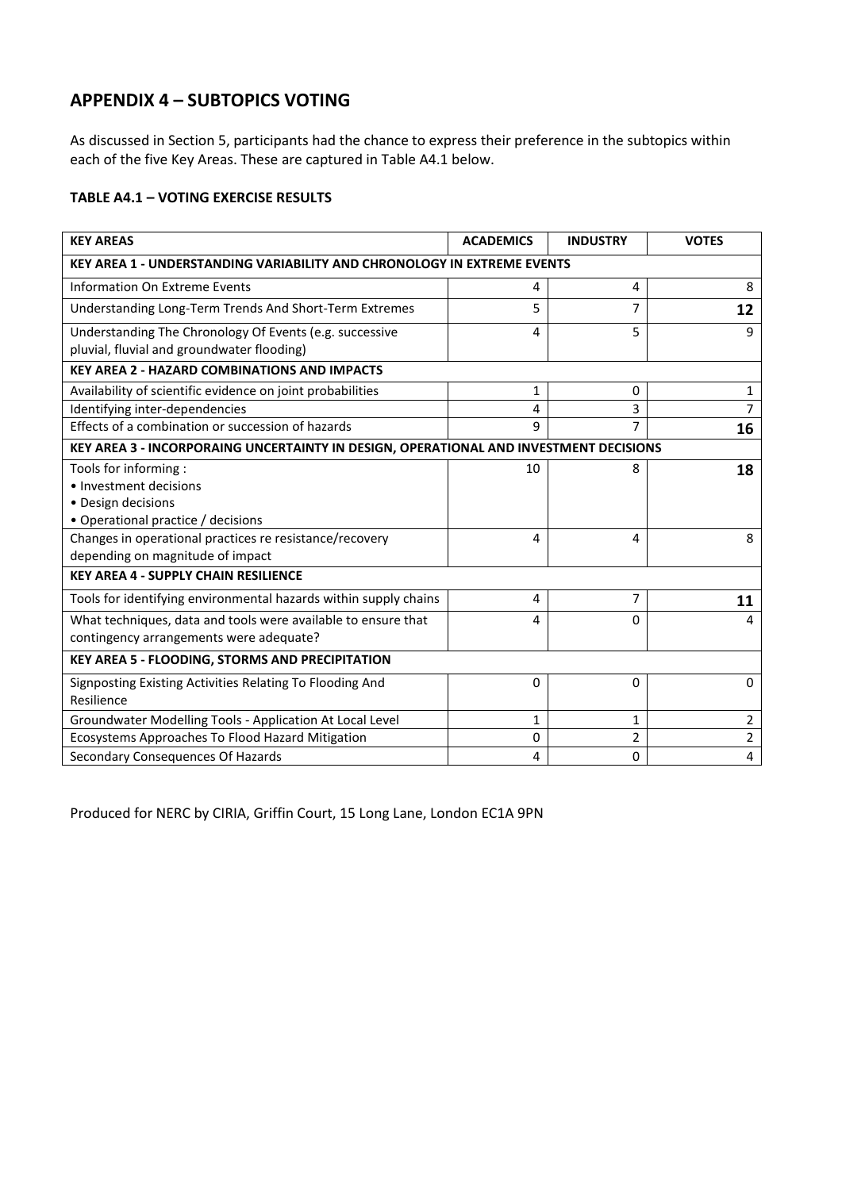## APPENDIX 4 – SUBTOPICS VOTING

As discussed in Section 5, participants had the chance to express their preference in the subtopics within each of the five Key Areas. These are captured in Table A4.1 below.

### TABLE A4.1 – VOTING EXERCISE RESULTS

| KEY AREAS | ACADEMICS | INDUSTRY | VOTES |
|---|---|---|---|
| **KEY AREA 1 - UNDERSTANDING VARIABILITY AND CHRONOLOGY IN EXTREME EVENTS** | | | |
| Information On Extreme Events | 4 | 4 | 8 |
| Understanding Long-Term Trends And Short-Term Extremes | 5 | 7 | **12** |
| Understanding The Chronology Of Events (e.g. successive pluvial, fluvial and groundwater flooding) | 4 | 5 | 9 |
| **KEY AREA 2 - HAZARD COMBINATIONS AND IMPACTS** | | | |
| Availability of scientific evidence on joint probabilities | 1 | 0 | 1 |
| Identifying inter-dependencies | 4 | 3 | 7 |
| Effects of a combination or succession of hazards | 9 | 7 | **16** |
| **KEY AREA 3 - INCORPORAING UNCERTAINTY IN DESIGN, OPERATIONAL AND INVESTMENT DECISIONS** | | | |
| Tools for informing : • Investment decisions • Design decisions • Operational practice / decisions | 10 | 8 | **18** |
| Changes in operational practices re resistance/recovery depending on magnitude of impact | 4 | 4 | 8 |
| **KEY AREA 4 - SUPPLY CHAIN RESILIENCE** | | | |
| Tools for identifying environmental hazards within supply chains | 4 | 7 | **11** |
| What techniques, data and tools were available to ensure that contingency arrangements were adequate? | 4 | 0 | 4 |
| **KEY AREA 5 - FLOODING, STORMS AND PRECIPITATION** | | | |
| Signposting Existing Activities Relating To Flooding And Resilience | 0 | 0 | 0 |
| Groundwater Modelling Tools - Application At Local Level | 1 | 1 | 2 |
| Ecosystems Approaches To Flood Hazard Mitigation | 0 | 2 | 2 |
| Secondary Consequences Of Hazards | 4 | 0 | 4 |

Produced for NERC by CIRIA, Griffin Court, 15 Long Lane, London EC1A 9PN